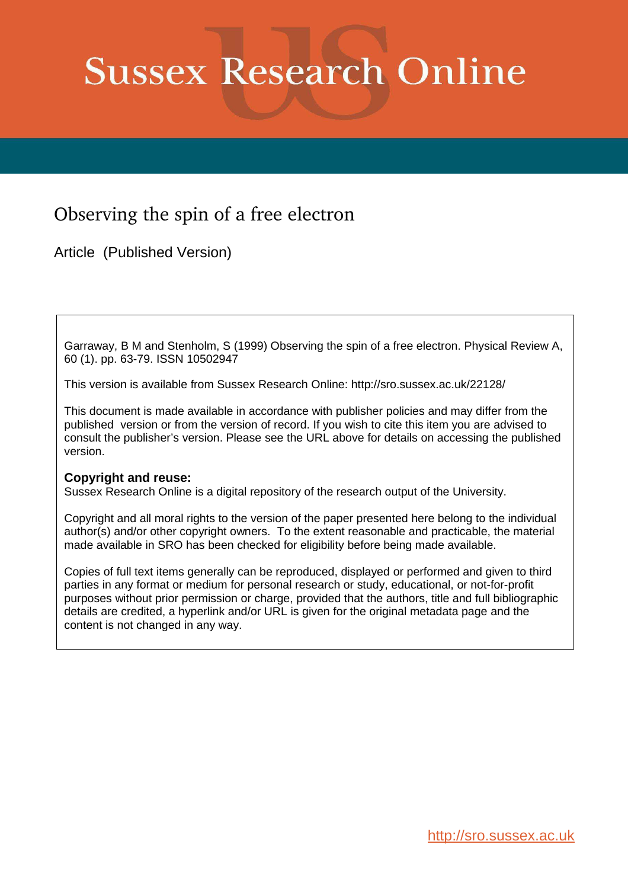# Sussex Research Online

## Observing the spin of a free electron

Article (Published Version)

Garraway, B M and Stenholm, S (1999) Observing the spin of a free electron. Physical Review A, 60 (1). pp. 63-79. ISSN 10502947

This version is available from Sussex Research Online: http://sro.sussex.ac.uk/22128/

This document is made available in accordance with publisher policies and may differ from the published version or from the version of record. If you wish to cite this item you are advised to consult the publisher's version. Please see the URL above for details on accessing the published version.

**Copyright and reuse:**
Sussex Research Online is a digital repository of the research output of the University.

Copyright and all moral rights to the version of the paper presented here belong to the individual author(s) and/or other copyright owners. To the extent reasonable and practicable, the material made available in SRO has been checked for eligibility before being made available.

Copies of full text items generally can be reproduced, displayed or performed and given to third parties in any format or medium for personal research or study, educational, or not-for-profit purposes without prior permission or charge, provided that the authors, title and full bibliographic details are credited, a hyperlink and/or URL is given for the original metadata page and the content is not changed in any way.

http://sro.sussex.ac.uk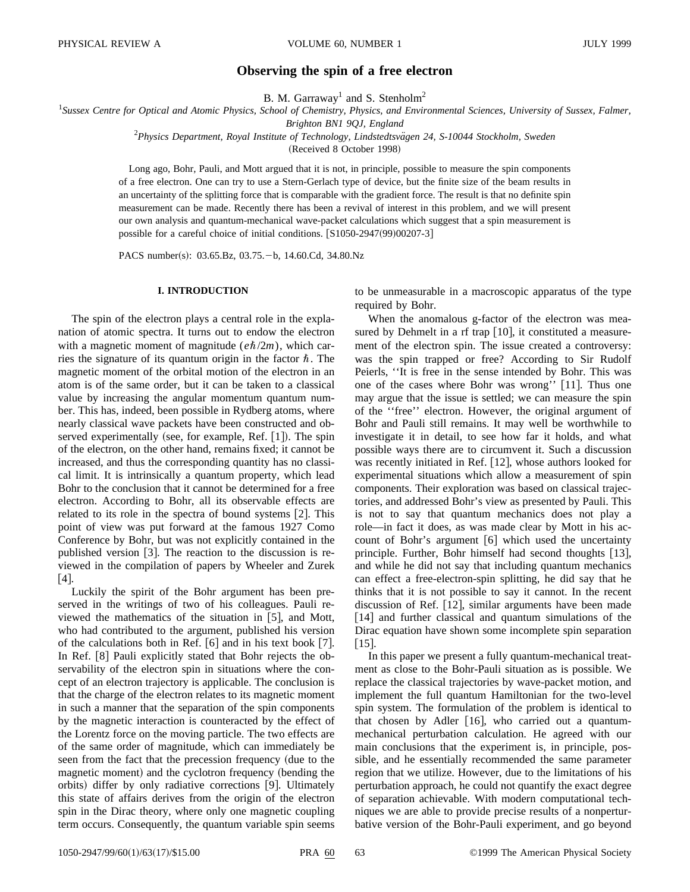# Observing the spin of a free electron

B. M. Garraway[1] and S. Stenholm[2]

[1]*Sussex Centre for Optical and Atomic Physics, School of Chemistry, Physics, and Environmental Sciences, University of Sussex, Falmer, Brighton BN1 9QJ, England*

[2]*Physics Department, Royal Institute of Technology, Lindstedtsvägen 24, S-10044 Stockholm, Sweden*

(Received 8 October 1998)

Long ago, Bohr, Pauli, and Mott argued that it is not, in principle, possible to measure the spin components of a free electron. One can try to use a Stern-Gerlach type of device, but the finite size of the beam results in an uncertainty of the splitting force that is comparable with the gradient force. The result is that no definite spin measurement can be made. Recently there has been a revival of interest in this problem, and we will present our own analysis and quantum-mechanical wave-packet calculations which suggest that a spin measurement is possible for a careful choice of initial conditions. [S1050-2947(99)00207-3]

PACS number(s): 03.65.Bz, 03.75.−b, 14.60.Cd, 34.80.Nz

## I. INTRODUCTION

The spin of the electron plays a central role in the explanation of atomic spectra. It turns out to endow the electron with a magnetic moment of magnitude $(e\hbar/2m)$, which carries the signature of its quantum origin in the factor $\hbar$. The magnetic moment of the orbital motion of the electron in an atom is of the same order, but it can be taken to a classical value by increasing the angular momentum quantum number. This has, indeed, been possible in Rydberg atoms, where nearly classical wave packets have been constructed and observed experimentally (see, for example, Ref. [1]). The spin of the electron, on the other hand, remains fixed; it cannot be increased, and thus the corresponding quantity has no classical limit. It is intrinsically a quantum property, which lead Bohr to the conclusion that it cannot be determined for a free electron. According to Bohr, all its observable effects are related to its role in the spectra of bound systems [2]. This point of view was put forward at the famous 1927 Como Conference by Bohr, but was not explicitly contained in the published version [3]. The reaction to the discussion is reviewed in the compilation of papers by Wheeler and Zurek [4].

Luckily the spirit of the Bohr argument has been preserved in the writings of two of his colleagues. Pauli reviewed the mathematics of the situation in [5], and Mott, who had contributed to the argument, published his version of the calculations both in Ref. [6] and in his text book [7]. In Ref. [8] Pauli explicitly stated that Bohr rejects the observability of the electron spin in situations where the concept of an electron trajectory is applicable. The conclusion is that the charge of the electron relates to its magnetic moment in such a manner that the separation of the spin components by the magnetic interaction is counteracted by the effect of the Lorentz force on the moving particle. The two effects are of the same order of magnitude, which can immediately be seen from the fact that the precession frequency (due to the magnetic moment) and the cyclotron frequency (bending the orbits) differ by only radiative corrections [9]. Ultimately this state of affairs derives from the origin of the electron spin in the Dirac theory, where only one magnetic coupling term occurs. Consequently, the quantum variable spin seems to be unmeasurable in a macroscopic apparatus of the type required by Bohr.

When the anomalous g-factor of the electron was measured by Dehmelt in a rf trap [10], it constituted a measurement of the electron spin. The issue created a controversy: was the spin trapped or free? According to Sir Rudolf Peierls, ''It is free in the sense intended by Bohr. This was one of the cases where Bohr was wrong'' [11]. Thus one may argue that the issue is settled; we can measure the spin of the ''free'' electron. However, the original argument of Bohr and Pauli still remains. It may well be worthwhile to investigate it in detail, to see how far it holds, and what possible ways there are to circumvent it. Such a discussion was recently initiated in Ref. [12], whose authors looked for experimental situations which allow a measurement of spin components. Their exploration was based on classical trajectories, and addressed Bohr's view as presented by Pauli. This is not to say that quantum mechanics does not play a role—in fact it does, as was made clear by Mott in his account of Bohr's argument [6] which used the uncertainty principle. Further, Bohr himself had second thoughts [13], and while he did not say that including quantum mechanics can effect a free-electron-spin splitting, he did say that he thinks that it is not possible to say it cannot. In the recent discussion of Ref. [12], similar arguments have been made [14] and further classical and quantum simulations of the Dirac equation have shown some incomplete spin separation [15].

In this paper we present a fully quantum-mechanical treatment as close to the Bohr-Pauli situation as is possible. We replace the classical trajectories by wave-packet motion, and implement the full quantum Hamiltonian for the two-level spin system. The formulation of the problem is identical to that chosen by Adler [16], who carried out a quantum-mechanical perturbation calculation. He agreed with our main conclusions that the experiment is, in principle, possible, and he essentially recommended the same parameter region that we utilize. However, due to the limitations of his perturbation approach, he could not quantify the exact degree of separation achievable. With modern computational techniques we are able to provide precise results of a nonperturbative version of the Bohr-Pauli experiment, and go beyond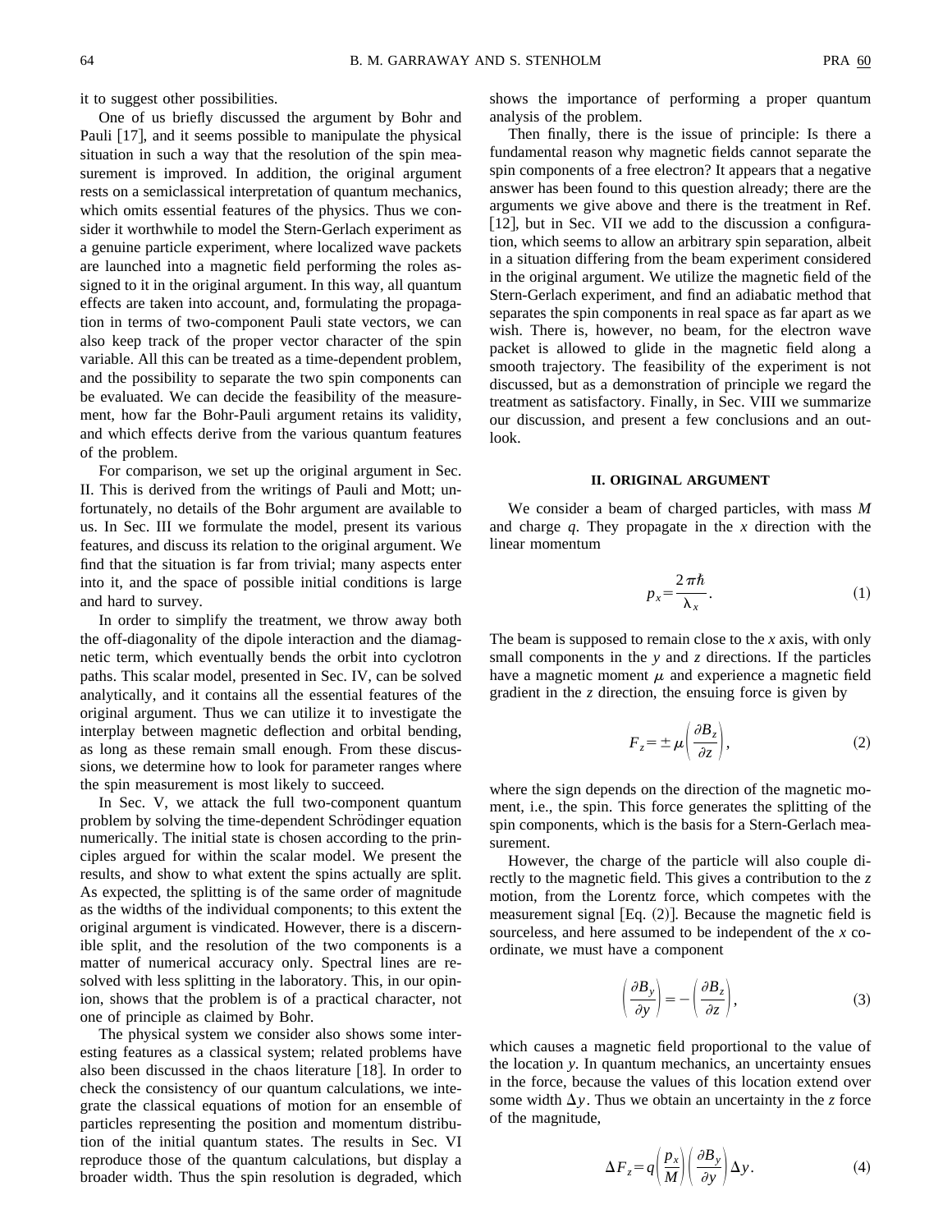it to suggest other possibilities.

One of us briefly discussed the argument by Bohr and Pauli [17], and it seems possible to manipulate the physical situation in such a way that the resolution of the spin measurement is improved. In addition, the original argument rests on a semiclassical interpretation of quantum mechanics, which omits essential features of the physics. Thus we consider it worthwhile to model the Stern-Gerlach experiment as a genuine particle experiment, where localized wave packets are launched into a magnetic field performing the roles assigned to it in the original argument. In this way, all quantum effects are taken into account, and, formulating the propagation in terms of two-component Pauli state vectors, we can also keep track of the proper vector character of the spin variable. All this can be treated as a time-dependent problem, and the possibility to separate the two spin components can be evaluated. We can decide the feasibility of the measurement, how far the Bohr-Pauli argument retains its validity, and which effects derive from the various quantum features of the problem.

For comparison, we set up the original argument in Sec. II. This is derived from the writings of Pauli and Mott; unfortunately, no details of the Bohr argument are available to us. In Sec. III we formulate the model, present its various features, and discuss its relation to the original argument. We find that the situation is far from trivial; many aspects enter into it, and the space of possible initial conditions is large and hard to survey.

In order to simplify the treatment, we throw away both the off-diagonality of the dipole interaction and the diamagnetic term, which eventually bends the orbit into cyclotron paths. This scalar model, presented in Sec. IV, can be solved analytically, and it contains all the essential features of the original argument. Thus we can utilize it to investigate the interplay between magnetic deflection and orbital bending, as long as these remain small enough. From these discussions, we determine how to look for parameter ranges where the spin measurement is most likely to succeed.

In Sec. V, we attack the full two-component quantum problem by solving the time-dependent Schrödinger equation numerically. The initial state is chosen according to the principles argued for within the scalar model. We present the results, and show to what extent the spins actually are split. As expected, the splitting is of the same order of magnitude as the widths of the individual components; to this extent the original argument is vindicated. However, there is a discernible split, and the resolution of the two components is a matter of numerical accuracy only. Spectral lines are resolved with less splitting in the laboratory. This, in our opinion, shows that the problem is of a practical character, not one of principle as claimed by Bohr.

The physical system we consider also shows some interesting features as a classical system; related problems have also been discussed in the chaos literature [18]. In order to check the consistency of our quantum calculations, we integrate the classical equations of motion for an ensemble of particles representing the position and momentum distribution of the initial quantum states. The results in Sec. VI reproduce those of the quantum calculations, but display a broader width. Thus the spin resolution is degraded, which shows the importance of performing a proper quantum analysis of the problem.

Then finally, there is the issue of principle: Is there a fundamental reason why magnetic fields cannot separate the spin components of a free electron? It appears that a negative answer has been found to this question already; there are the arguments we give above and there is the treatment in Ref. [12], but in Sec. VII we add to the discussion a configuration, which seems to allow an arbitrary spin separation, albeit in a situation differing from the beam experiment considered in the original argument. We utilize the magnetic field of the Stern-Gerlach experiment, and find an adiabatic method that separates the spin components in real space as far apart as we wish. There is, however, no beam, for the electron wave packet is allowed to glide in the magnetic field along a smooth trajectory. The feasibility of the experiment is not discussed, but as a demonstration of principle we regard the treatment as satisfactory. Finally, in Sec. VIII we summarize our discussion, and present a few conclusions and an outlook.

## II. ORIGINAL ARGUMENT

We consider a beam of charged particles, with mass $M$ and charge $q$. They propagate in the $x$ direction with the linear momentum

$$p_x = \frac{2\pi\hbar}{\lambda_x}. \tag{1}$$

The beam is supposed to remain close to the $x$ axis, with only small components in the $y$ and $z$ directions. If the particles have a magnetic moment $\mu$ and experience a magnetic field gradient in the $z$ direction, the ensuing force is given by

$$F_z = \pm \mu \left( \frac{\partial B_z}{\partial z} \right), \tag{2}$$

where the sign depends on the direction of the magnetic moment, i.e., the spin. This force generates the splitting of the spin components, which is the basis for a Stern-Gerlach measurement.

However, the charge of the particle will also couple directly to the magnetic field. This gives a contribution to the $z$ motion, from the Lorentz force, which competes with the measurement signal [Eq. (2)]. Because the magnetic field is sourceless, and here assumed to be independent of the $x$ coordinate, we must have a component

$$\left( \frac{\partial B_y}{\partial y} \right) = -\left( \frac{\partial B_z}{\partial z} \right), \tag{3}$$

which causes a magnetic field proportional to the value of the location $y$. In quantum mechanics, an uncertainty ensues in the force, because the values of this location extend over some width $\Delta y$. Thus we obtain an uncertainty in the $z$ force of the magnitude,

$$\Delta F_z = q \left( \frac{p_x}{M} \right) \left( \frac{\partial B_y}{\partial y} \right) \Delta y. \tag{4}$$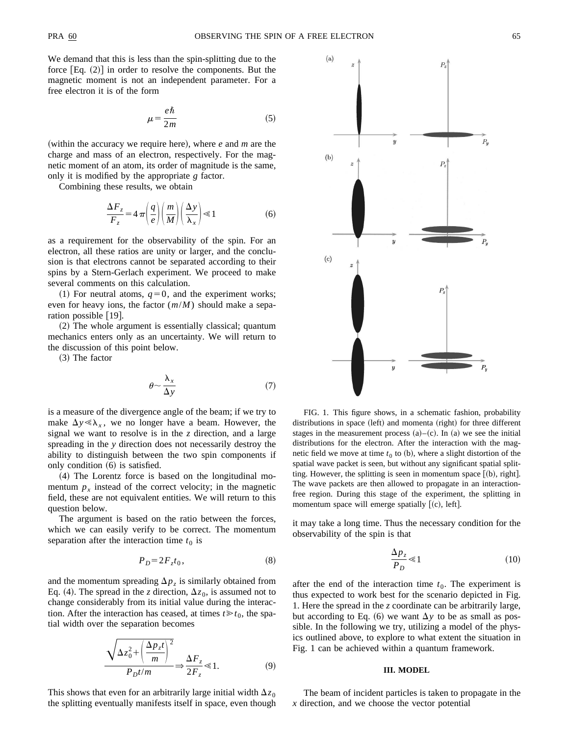We demand that this is less than the spin-splitting due to the force [Eq. (2)] in order to resolve the components. But the magnetic moment is not an independent parameter. For a free electron it is of the form

$$\mu = \frac{e\hbar}{2m} \tag{5}$$

(within the accuracy we require here), where $e$ and $m$ are the charge and mass of an electron, respectively. For the magnetic moment of an atom, its order of magnitude is the same, only it is modified by the appropriate $g$ factor.

Combining these results, we obtain

$$\frac{\Delta F_z}{F_z} = 4\pi\left(\frac{q}{e}\right)\left(\frac{m}{M}\right)\left(\frac{\Delta y}{\lambda_x}\right) \ll 1 \tag{6}$$

as a requirement for the observability of the spin. For an electron, all these ratios are unity or larger, and the conclusion is that electrons cannot be separated according to their spins by a Stern-Gerlach experiment. We proceed to make several comments on this calculation.

(1) For neutral atoms, $q=0$, and the experiment works; even for heavy ions, the factor $(m/M)$ should make a separation possible [19].

(2) The whole argument is essentially classical; quantum mechanics enters only as an uncertainty. We will return to the discussion of this point below.

(3) The factor

$$\theta \sim \frac{\lambda_x}{\Delta y} \tag{7}$$

is a measure of the divergence angle of the beam; if we try to make $\Delta y \ll \lambda_x$, we no longer have a beam. However, the signal we want to resolve is in the $z$ direction, and a large spreading in the $y$ direction does not necessarily destroy the ability to distinguish between the two spin components if only condition (6) is satisfied.

(4) The Lorentz force is based on the longitudinal momentum $p_x$ instead of the correct velocity; in the magnetic field, these are not equivalent entities. We will return to this question below.

The argument is based on the ratio between the forces, which we can easily verify to be correct. The momentum separation after the interaction time $t_0$ is

$$P_D = 2F_z t_0, \tag{8}$$

and the momentum spreading $\Delta p_z$ is similarly obtained from Eq. (4). The spread in the $z$ direction, $\Delta z_0$, is assumed not to change considerably from its initial value during the interaction. After the interaction has ceased, at times $t \gg t_0$, the spatial width over the separation becomes

$$\frac{\sqrt{\Delta z_0^2 + \left(\frac{\Delta p_z t}{m}\right)^2}}{P_D t/m} \Rightarrow \frac{\Delta F_z}{2F_z} \ll 1. \tag{9}$$

This shows that even for an arbitrarily large initial width $\Delta z_0$ the splitting eventually manifests itself in space, even though it may take a long time. Thus the necessary condition for the observability of the spin is that

$$\frac{\Delta p_z}{P_D} \ll 1 \tag{10}$$

after the end of the interaction time $t_0$. The experiment is thus expected to work best for the scenario depicted in Fig. 1. Here the spread in the $z$ coordinate can be arbitrarily large, but according to Eq. (6) we want $\Delta y$ to be as small as possible. In the following we try, utilizing a model of the physics outlined above, to explore to what extent the situation in Fig. 1 can be achieved within a quantum framework.

FIG. 1. This figure shows, in a schematic fashion, probability distributions in space (left) and momenta (right) for three different stages in the measurement process (a)–(c). In (a) we see the initial distributions for the electron. After the interaction with the magnetic field we move at time $t_0$ to (b), where a slight distortion of the spatial wave packet is seen, but without any significant spatial splitting. However, the splitting is seen in momentum space [(b), right]. The wave packets are then allowed to propagate in an interaction-free region. During this stage of the experiment, the splitting in momentum space will emerge spatially [(c), left].

## III. MODEL

The beam of incident particles is taken to propagate in the $x$ direction, and we choose the vector potential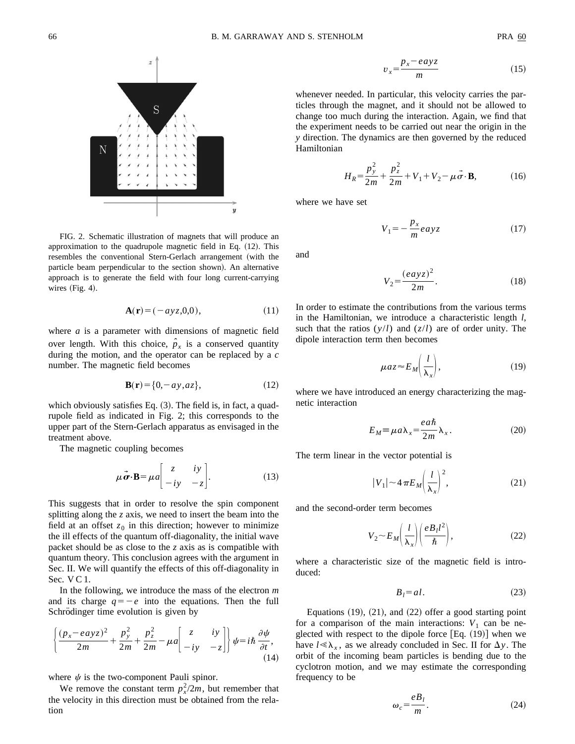FIG. 2. Schematic illustration of magnets that will produce an approximation to the quadrupole magnetic field in Eq. (12). This resembles the conventional Stern-Gerlach arrangement (with the particle beam perpendicular to the section shown). An alternative approach is to generate the field with four long current-carrying wires (Fig. 4).

$$\mathbf{A}(\mathbf{r})=(-ayz,0,0), \tag{11}$$

where $a$ is a parameter with dimensions of magnetic field over length. With this choice, $\hat{p}_x$ is a conserved quantity during the motion, and the operator can be replaced by a $c$ number. The magnetic field becomes

$$\mathbf{B}(\mathbf{r})=\{0,-ay,az\}, \tag{12}$$

which obviously satisfies Eq. (3). The field is, in fact, a quadrupole field as indicated in Fig. 2; this corresponds to the upper part of the Stern-Gerlach apparatus as envisaged in the treatment above.

The magnetic coupling becomes

$$\mu\vec{\sigma}\cdot\mathbf{B}=\mu a\begin{bmatrix} z & iy \\ -iy & -z \end{bmatrix}. \tag{13}$$

This suggests that in order to resolve the spin component splitting along the $z$ axis, we need to insert the beam into the field at an offset $z_0$ in this direction; however to minimize the ill effects of the quantum off-diagonality, the initial wave packet should be as close to the $z$ axis as is compatible with quantum theory. This conclusion agrees with the argument in Sec. II. We will quantify the effects of this off-diagonality in Sec. V C 1.

In the following, we introduce the mass of the electron $m$ and its charge $q=-e$ into the equations. Then the full Schrödinger time evolution is given by

$$\left\{\frac{(p_x-eayz)^2}{2m}+\frac{p_y^2}{2m}+\frac{p_z^2}{2m}-\mu a\begin{bmatrix} z & iy \\ -iy & -z \end{bmatrix}\right\}\psi=i\hbar\frac{\partial\psi}{\partial t}, \tag{14}$$

where $\psi$ is the two-component Pauli spinor.

We remove the constant term $p_x^2/2m$, but remember that the velocity in this direction must be obtained from the relation

$$v_x=\frac{p_x-eayz}{m} \tag{15}$$

whenever needed. In particular, this velocity carries the particles through the magnet, and it should not be allowed to change too much during the interaction. Again, we find that the experiment needs to be carried out near the origin in the $y$ direction. The dynamics are then governed by the reduced Hamiltonian

$$H_R=\frac{p_y^2}{2m}+\frac{p_z^2}{2m}+V_1+V_2-\mu\vec{\sigma}\cdot\mathbf{B}, \tag{16}$$

where we have set

$$V_1=-\frac{p_x}{m}eayz \tag{17}$$

and

$$V_2=\frac{(eayz)^2}{2m}. \tag{18}$$

In order to estimate the contributions from the various terms in the Hamiltonian, we introduce a characteristic length $l$, such that the ratios $(y/l)$ and $(z/l)$ are of order unity. The dipole interaction term then becomes

$$\mu az\approx E_M\left(\frac{l}{\lambda_x}\right), \tag{19}$$

where we have introduced an energy characterizing the magnetic interaction

$$E_M\equiv\mu a\lambda_x=\frac{ea\hbar}{2m}\lambda_x. \tag{20}$$

The term linear in the vector potential is

$$|V_1|\sim 4\pi E_M\left(\frac{l}{\lambda_x}\right)^2, \tag{21}$$

and the second-order term becomes

$$V_2\sim E_M\left(\frac{l}{\lambda_x}\right)\left(\frac{eB_l l^2}{\hbar}\right), \tag{22}$$

where a characteristic size of the magnetic field is introduced:

$$B_l=al. \tag{23}$$

Equations (19), (21), and (22) offer a good starting point for a comparison of the main interactions: $V_1$ can be neglected with respect to the dipole force [Eq. (19)] when we have $l\ll\lambda_x$, as we already concluded in Sec. II for $\Delta y$. The orbit of the incoming beam particles is bending due to the cyclotron motion, and we may estimate the corresponding frequency to be

$$\omega_c=\frac{eB_l}{m}. \tag{24}$$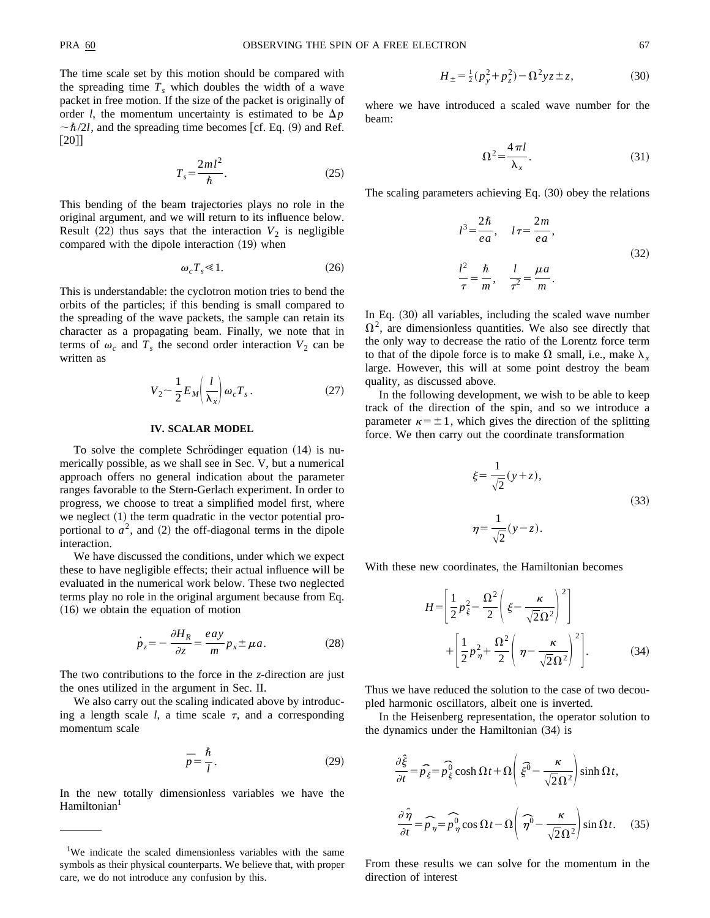The time scale set by this motion should be compared with the spreading time $T_s$ which doubles the width of a wave packet in free motion. If the size of the packet is originally of order $l$, the momentum uncertainty is estimated to be $\Delta p \sim \hbar/2l$, and the spreading time becomes [cf. Eq. (9) and Ref. [20]]

$$T_s = \frac{2ml^2}{\hbar}. \tag{25}$$

This bending of the beam trajectories plays no role in the original argument, and we will return to its influence below. Result (22) thus says that the interaction $V_2$ is negligible compared with the dipole interaction (19) when

$$\omega_c T_s \ll 1. \tag{26}$$

This is understandable: the cyclotron motion tries to bend the orbits of the particles; if this bending is small compared to the spreading of the wave packets, the sample can retain its character as a propagating beam. Finally, we note that in terms of $\omega_c$ and $T_s$ the second order interaction $V_2$ can be written as

$$V_2 \sim \frac{1}{2} E_M \left( \frac{l}{\lambda_x} \right) \omega_c T_s. \tag{27}$$

## IV. SCALAR MODEL

To solve the complete Schrödinger equation (14) is numerically possible, as we shall see in Sec. V, but a numerical approach offers no general indication about the parameter ranges favorable to the Stern-Gerlach experiment. In order to progress, we choose to treat a simplified model first, where we neglect (1) the term quadratic in the vector potential proportional to $a^2$, and (2) the off-diagonal terms in the dipole interaction.

We have discussed the conditions, under which we expect these to have negligible effects; their actual influence will be evaluated in the numerical work below. These two neglected terms play no role in the original argument because from Eq. (16) we obtain the equation of motion

$$\dot{p}_z = -\frac{\partial H_R}{\partial z} = \frac{eay}{m} p_x \pm \mu a. \tag{28}$$

The two contributions to the force in the $z$-direction are just the ones utilized in the argument in Sec. II.

We also carry out the scaling indicated above by introducing a length scale $l$, a time scale $\tau$, and a corresponding momentum scale

$$\overline{p} = \frac{\hbar}{l}. \tag{29}$$

In the new totally dimensionless variables we have the Hamiltonian[1]

$$H_\pm = \tfrac{1}{2}(p_y^2 + p_z^2) - \Omega^2 yz \pm z, \tag{30}$$

where we have introduced a scaled wave number for the beam:

$$\Omega^2 = \frac{4\pi l}{\lambda_x}. \tag{31}$$

The scaling parameters achieving Eq. (30) obey the relations

$$l^3 = \frac{2\hbar}{ea}, \quad l\tau = \frac{2m}{ea}, \qquad \frac{l^2}{\tau} = \frac{\hbar}{m}, \quad \frac{l}{\tau^2} = \frac{\mu a}{m}. \tag{32}$$

In Eq. (30) all variables, including the scaled wave number $\Omega^2$, are dimensionless quantities. We also see directly that the only way to decrease the ratio of the Lorentz force term to that of the dipole force is to make $\Omega$ small, i.e., make $\lambda_x$ large. However, this will at some point destroy the beam quality, as discussed above.

In the following development, we wish to be able to keep track of the direction of the spin, and so we introduce a parameter $\kappa = \pm 1$, which gives the direction of the splitting force. We then carry out the coordinate transformation

$$\xi = \frac{1}{\sqrt{2}}(y+z), \qquad \eta = \frac{1}{\sqrt{2}}(y-z). \tag{33}$$

With these new coordinates, the Hamiltonian becomes

$$H = \left[ \frac{1}{2} p_\xi^2 - \frac{\Omega^2}{2} \left( \xi - \frac{\kappa}{\sqrt{2}\Omega^2} \right)^2 \right] + \left[ \frac{1}{2} p_\eta^2 + \frac{\Omega^2}{2} \left( \eta - \frac{\kappa}{\sqrt{2}\Omega^2} \right)^2 \right]. \tag{34}$$

Thus we have reduced the solution to the case of two decoupled harmonic oscillators, albeit one is inverted.

In the Heisenberg representation, the operator solution to the dynamics under the Hamiltonian (34) is

$$\frac{\partial \hat{\xi}}{\partial t} = \widehat{p}_\xi = \widehat{p}_\xi^0 \cosh \Omega t + \Omega \left( \widehat{\xi^0} - \frac{\kappa}{\sqrt{2}\Omega^2} \right) \sinh \Omega t,$$

$$\frac{\partial \hat{\eta}}{\partial t} = \widehat{p}_\eta = \widehat{p}_\eta^0 \cos \Omega t - \Omega \left( \widehat{\eta^0} - \frac{\kappa}{\sqrt{2}\Omega^2} \right) \sin \Omega t. \tag{35}$$

From these results we can solve for the momentum in the direction of interest

---

[1] We indicate the scaled dimensionless variables with the same symbols as their physical counterparts. We believe that, with proper care, we do not introduce any confusion by this.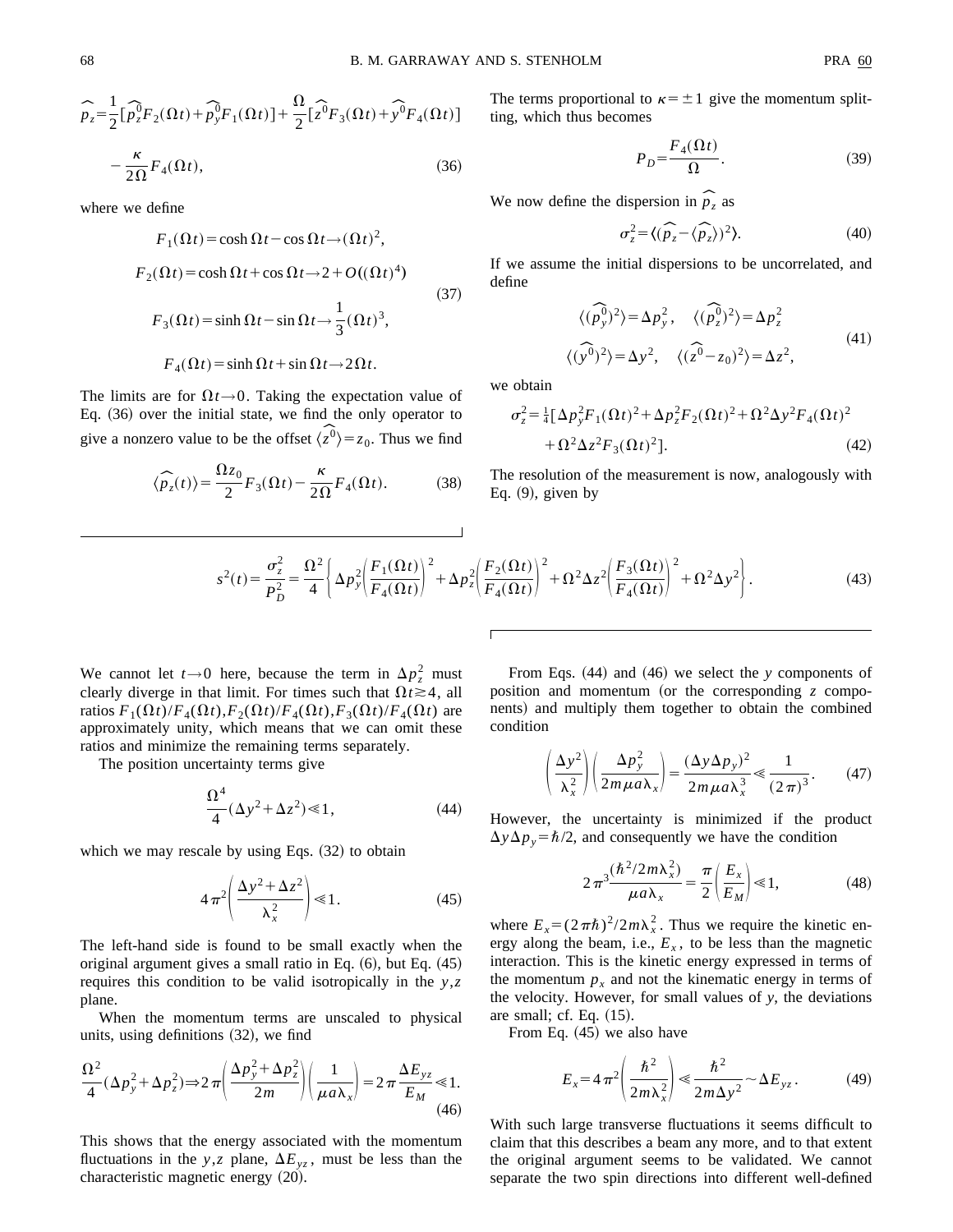$$\widehat{p_z} = \frac{1}{2}[\widehat{p_z^0} F_2(\Omega t) + \widehat{p_y^0} F_1(\Omega t)] + \frac{\Omega}{2}[\widehat{z^0} F_3(\Omega t) + \widehat{y^0} F_4(\Omega t)] - \frac{\kappa}{2\Omega} F_4(\Omega t), \tag{36}$$

where we define

$$\begin{aligned} F_1(\Omega t) &= \cosh \Omega t - \cos \Omega t \rightarrow (\Omega t)^2, \\ F_2(\Omega t) &= \cosh \Omega t + \cos \Omega t \rightarrow 2 + O((\Omega t)^4) \\ F_3(\Omega t) &= \sinh \Omega t - \sin \Omega t \rightarrow \frac{1}{3}(\Omega t)^3, \\ F_4(\Omega t) &= \sinh \Omega t + \sin \Omega t \rightarrow 2\Omega t. \end{aligned} \tag{37}$$

The limits are for $\Omega t \rightarrow 0$. Taking the expectation value of Eq. (36) over the initial state, we find the only operator to give a nonzero value to be the offset $\langle \widehat{z^0} \rangle = z_0$. Thus we find

$$\langle \widehat{p_z}(t) \rangle = \frac{\Omega z_0}{2} F_3(\Omega t) - \frac{\kappa}{2\Omega} F_4(\Omega t). \tag{38}$$

The terms proportional to $\kappa = \pm 1$ give the momentum splitting, which thus becomes

$$P_D = \frac{F_4(\Omega t)}{\Omega}. \tag{39}$$

We now define the dispersion in $\widehat{p_z}$ as

$$\sigma_z^2 = \langle (\widehat{p_z} - \langle \widehat{p_z} \rangle)^2 \rangle. \tag{40}$$

If we assume the initial dispersions to be uncorrelated, and define

$$\begin{aligned} \langle (\widehat{p_y^0})^2 \rangle &= \Delta p_y^2, \quad \langle (\widehat{p_z^0})^2 \rangle = \Delta p_z^2 \\ \langle (\widehat{y^0})^2 \rangle &= \Delta y^2, \quad \langle (\widehat{z^0} - z_0)^2 \rangle = \Delta z^2, \end{aligned} \tag{41}$$

we obtain

$$\sigma_z^2 = \tfrac{1}{4}[\Delta p_y^2 F_1(\Omega t)^2 + \Delta p_z^2 F_2(\Omega t)^2 + \Omega^2 \Delta y^2 F_4(\Omega t)^2 + \Omega^2 \Delta z^2 F_3(\Omega t)^2]. \tag{42}$$

The resolution of the measurement is now, analogously with Eq. (9), given by

$$s^2(t) = \frac{\sigma_z^2}{P_D^2} = \frac{\Omega^2}{4}\left\{ \Delta p_y^2 \left( \frac{F_1(\Omega t)}{F_4(\Omega t)} \right)^2 + \Delta p_z^2 \left( \frac{F_2(\Omega t)}{F_4(\Omega t)} \right)^2 + \Omega^2 \Delta z^2 \left( \frac{F_3(\Omega t)}{F_4(\Omega t)} \right)^2 + \Omega^2 \Delta y^2 \right\}. \tag{43}$$

We cannot let $t \rightarrow 0$ here, because the term in $\Delta p_z^2$ must clearly diverge in that limit. For times such that $\Omega t \gtrsim 4$, all ratios $F_1(\Omega t)/F_4(\Omega t), F_2(\Omega t)/F_4(\Omega t), F_3(\Omega t)/F_4(\Omega t)$ are approximately unity, which means that we can omit these ratios and minimize the remaining terms separately.

The position uncertainty terms give

$$\frac{\Omega^4}{4}(\Delta y^2 + \Delta z^2) \ll 1, \tag{44}$$

which we may rescale by using Eqs. (32) to obtain

$$4\pi^2 \left( \frac{\Delta y^2 + \Delta z^2}{\lambda_x^2} \right) \ll 1. \tag{45}$$

The left-hand side is found to be small exactly when the original argument gives a small ratio in Eq. (6), but Eq. (45) requires this condition to be valid isotropically in the $y,z$ plane.

When the momentum terms are unscaled to physical units, using definitions (32), we find

$$\frac{\Omega^2}{4}(\Delta p_y^2 + \Delta p_z^2) \Rightarrow 2\pi \left( \frac{\Delta p_y^2 + \Delta p_z^2}{2m} \right) \left( \frac{1}{\mu a \lambda_x} \right) = 2\pi \frac{\Delta E_{yz}}{E_M} \ll 1. \tag{46}$$

This shows that the energy associated with the momentum fluctuations in the $y,z$ plane, $\Delta E_{yz}$, must be less than the characteristic magnetic energy (20).

From Eqs. (44) and (46) we select the $y$ components of position and momentum (or the corresponding $z$ components) and multiply them together to obtain the combined condition

$$\left( \frac{\Delta y^2}{\lambda_x^2} \right) \left( \frac{\Delta p_y^2}{2m\mu a \lambda_x} \right) = \frac{(\Delta y \Delta p_y)^2}{2m\mu a \lambda_x^3} \ll \frac{1}{(2\pi)^3}. \tag{47}$$

However, the uncertainty is minimized if the product $\Delta y \Delta p_y = \hbar/2$, and consequently we have the condition

$$2\pi^3 \frac{(\hbar^2/2m\lambda_x^2)}{\mu a \lambda_x} = \frac{\pi}{2}\left( \frac{E_x}{E_M} \right) \ll 1, \tag{48}$$

where $E_x = (2\pi\hbar)^2/2m\lambda_x^2$. Thus we require the kinetic energy along the beam, i.e., $E_x$, to be less than the magnetic interaction. This is the kinetic energy expressed in terms of the momentum $p_x$ and not the kinematic energy in terms of the velocity. However, for small values of $y$, the deviations are small; cf. Eq. (15).

From Eq. (45) we also have

$$E_x = 4\pi^2 \left( \frac{\hbar^2}{2m\lambda_x^2} \right) \ll \frac{\hbar^2}{2m\Delta y^2} \sim \Delta E_{yz}. \tag{49}$$

With such large transverse fluctuations it seems difficult to claim that this describes a beam any more, and to that extent the original argument seems to be validated. We cannot separate the two spin directions into different well-defined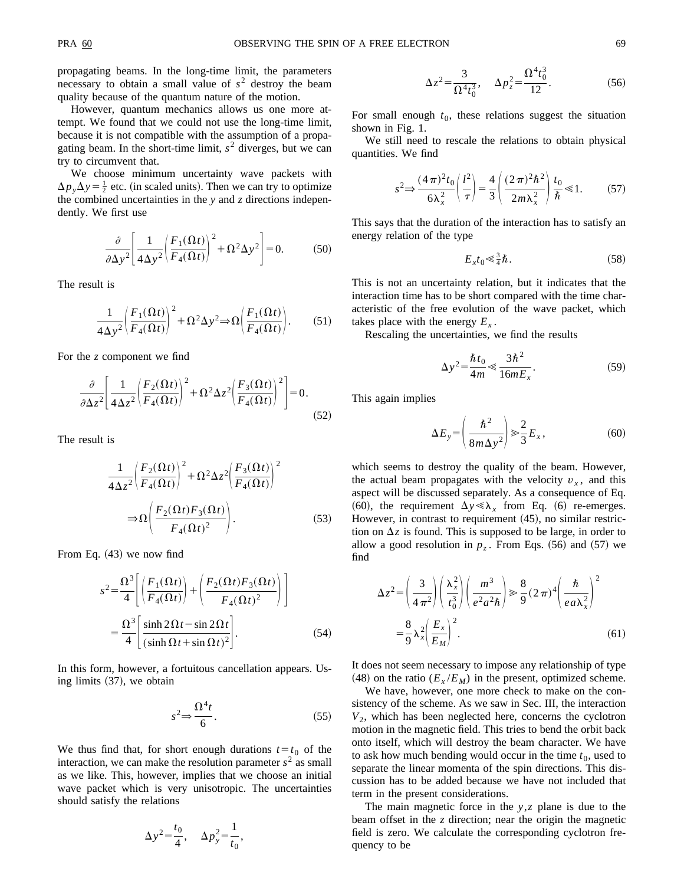propagating beams. In the long-time limit, the parameters necessary to obtain a small value of $s^2$ destroy the beam quality because of the quantum nature of the motion.

However, quantum mechanics allows us one more attempt. We found that we could not use the long-time limit, because it is not compatible with the assumption of a propagating beam. In the short-time limit, $s^2$ diverges, but we can try to circumvent that.

We choose minimum uncertainty wave packets with $\Delta p_y \Delta y = \frac{1}{2}$ etc. (in scaled units). Then we can try to optimize the combined uncertainties in the $y$ and $z$ directions independently. We first use

$$\frac{\partial}{\partial \Delta y^2}\left[\frac{1}{4\Delta y^2}\left(\frac{F_1(\Omega t)}{F_4(\Omega t)}\right)^2 + \Omega^2 \Delta y^2\right] = 0. \tag{50}$$

The result is

$$\frac{1}{4\Delta y^2}\left(\frac{F_1(\Omega t)}{F_4(\Omega t)}\right)^2 + \Omega^2 \Delta y^2 \Rightarrow \Omega\left(\frac{F_1(\Omega t)}{F_4(\Omega t)}\right). \tag{51}$$

For the $z$ component we find

$$\frac{\partial}{\partial \Delta z^2}\left[\frac{1}{4\Delta z^2}\left(\frac{F_2(\Omega t)}{F_4(\Omega t)}\right)^2 + \Omega^2 \Delta z^2 \left(\frac{F_3(\Omega t)}{F_4(\Omega t)}\right)^2\right] = 0. \tag{52}$$

The result is

$$\frac{1}{4\Delta z^2}\left(\frac{F_2(\Omega t)}{F_4(\Omega t)}\right)^2 + \Omega^2 \Delta z^2 \left(\frac{F_3(\Omega t)}{F_4(\Omega t)}\right)^2 \Rightarrow \Omega\left(\frac{F_2(\Omega t)F_3(\Omega t)}{F_4(\Omega t)^2}\right). \tag{53}$$

From Eq. (43) we now find

$$\begin{aligned} s^2 &= \frac{\Omega^3}{4}\left[\left(\frac{F_1(\Omega t)}{F_4(\Omega t)}\right) + \left(\frac{F_2(\Omega t)F_3(\Omega t)}{F_4(\Omega t)^2}\right)\right] \\ &= \frac{\Omega^3}{4}\left[\frac{\sinh 2\Omega t - \sin 2\Omega t}{(\sinh \Omega t + \sin \Omega t)^2}\right]. \end{aligned} \tag{54}$$

In this form, however, a fortuitous cancellation appears. Using limits (37), we obtain

$$s^2 \Rightarrow \frac{\Omega^4 t}{6}. \tag{55}$$

We thus find that, for short enough durations $t = t_0$ of the interaction, we can make the resolution parameter $s^2$ as small as we like. This, however, implies that we choose an initial wave packet which is very unisotropic. The uncertainties should satisfy the relations

$$\Delta y^2 = \frac{t_0}{4}, \quad \Delta p_y^2 = \frac{1}{t_0},$$

$$\Delta z^2 = \frac{3}{\Omega^4 t_0^3}, \quad \Delta p_z^2 = \frac{\Omega^4 t_0^3}{12}. \tag{56}$$

For small enough $t_0$, these relations suggest the situation shown in Fig. 1.

We still need to rescale the relations to obtain physical quantities. We find

$$s^2 \Rightarrow \frac{(4\pi)^2 t_0}{6\lambda_x^2}\left(\frac{l^2}{\tau}\right) = \frac{4}{3}\left(\frac{(2\pi)^2\hbar^2}{2m\lambda_x^2}\right)\frac{t_0}{\hbar} \ll 1. \tag{57}$$

This says that the duration of the interaction has to satisfy an energy relation of the type

$$E_x t_0 \ll \tfrac{3}{4}\hbar. \tag{58}$$

This is not an uncertainty relation, but it indicates that the interaction time has to be short compared with the time characteristic of the free evolution of the wave packet, which takes place with the energy $E_x$.

Rescaling the uncertainties, we find the results

$$\Delta y^2 = \frac{\hbar t_0}{4m} \ll \frac{3\hbar^2}{16 m E_x}. \tag{59}$$

This again implies

$$\Delta E_y = \left(\frac{\hbar^2}{8m\Delta y^2}\right) \gg \frac{2}{3}E_x, \tag{60}$$

which seems to destroy the quality of the beam. However, the actual beam propagates with the velocity $v_x$, and this aspect will be discussed separately. As a consequence of Eq. (60), the requirement $\Delta y \ll \lambda_x$ from Eq. (6) re-emerges. However, in contrast to requirement (45), no similar restriction on $\Delta z$ is found. This is supposed to be large, in order to allow a good resolution in $p_z$. From Eqs. (56) and (57) we find

$$\begin{aligned} \Delta z^2 &= \left(\frac{3}{4\pi^2}\right)\left(\frac{\lambda_x^2}{t_0^3}\right)\left(\frac{m^3}{e^2 a^2 \hbar}\right) \gg \frac{8}{9}(2\pi)^4\left(\frac{\hbar}{ea\lambda_x^2}\right)^2 \\ &= \frac{8}{9}\lambda_x^2\left(\frac{E_x}{E_M}\right)^2. \end{aligned} \tag{61}$$

It does not seem necessary to impose any relationship of type (48) on the ratio $(E_x/E_M)$ in the present, optimized scheme.

We have, however, one more check to make on the consistency of the scheme. As we saw in Sec. III, the interaction $V_2$, which has been neglected here, concerns the cyclotron motion in the magnetic field. This tries to bend the orbit back onto itself, which will destroy the beam character. We have to ask how much bending would occur in the time $t_0$, used to separate the linear momenta of the spin directions. This discussion has to be added because we have not included that term in the present considerations.

The main magnetic force in the $y,z$ plane is due to the beam offset in the $z$ direction; near the origin the magnetic field is zero. We calculate the corresponding cyclotron frequency to be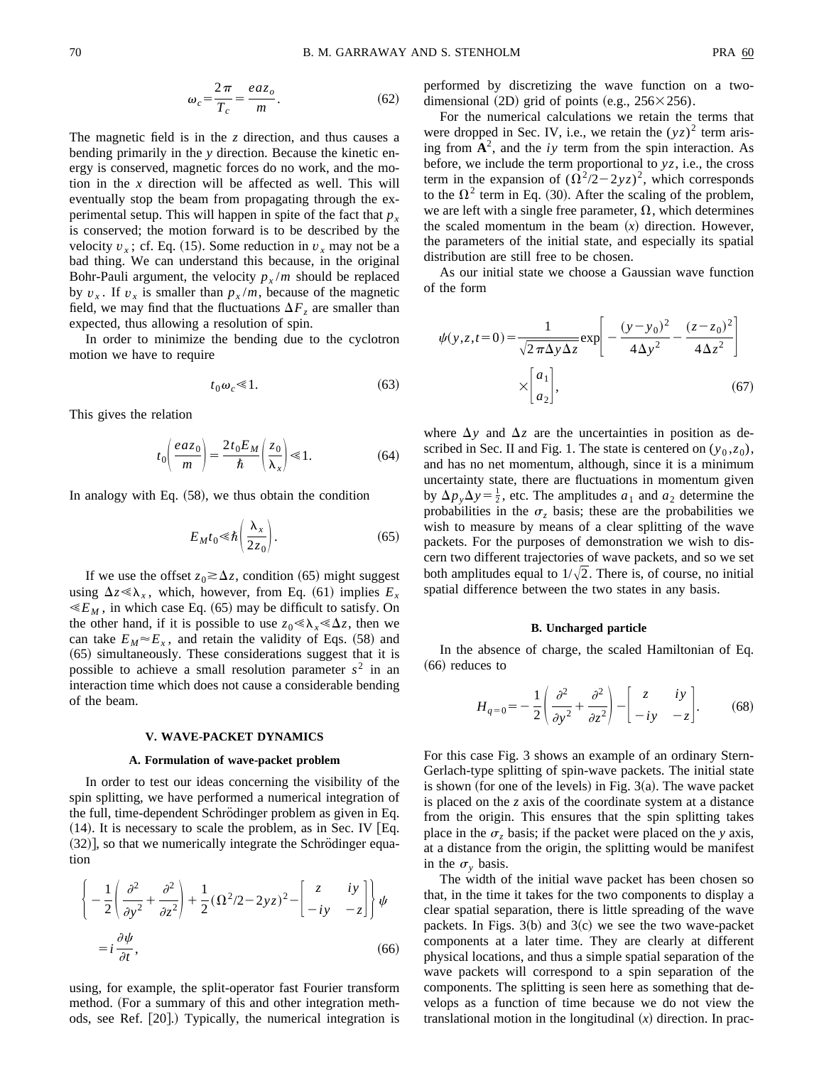$$\omega_c = \frac{2\pi}{T_c} = \frac{eaz_o}{m}. \tag{62}$$

The magnetic field is in the $z$ direction, and thus causes a bending primarily in the $y$ direction. Because the kinetic energy is conserved, magnetic forces do no work, and the motion in the $x$ direction will be affected as well. This will eventually stop the beam from propagating through the experimental setup. This will happen in spite of the fact that $p_x$ is conserved; the motion forward is to be described by the velocity $v_x$; cf. Eq. (15). Some reduction in $v_x$ may not be a bad thing. We can understand this because, in the original Bohr-Pauli argument, the velocity $p_x/m$ should be replaced by $v_x$. If $v_x$ is smaller than $p_x/m$, because of the magnetic field, we may find that the fluctuations $\Delta F_z$ are smaller than expected, thus allowing a resolution of spin.

In order to minimize the bending due to the cyclotron motion we have to require

$$t_0 \omega_c \ll 1. \tag{63}$$

This gives the relation

$$t_0 \left( \frac{eaz_0}{m} \right) = \frac{2t_0 E_M}{\hbar} \left( \frac{z_0}{\lambda_x} \right) \ll 1. \tag{64}$$

In analogy with Eq. (58), we thus obtain the condition

$$E_M t_0 \ll \hbar \left( \frac{\lambda_x}{2z_0} \right). \tag{65}$$

If we use the offset $z_0 \gtrsim \Delta z$, condition (65) might suggest using $\Delta z \ll \lambda_x$, which, however, from Eq. (61) implies $E_x \ll E_M$, in which case Eq. (65) may be difficult to satisfy. On the other hand, if it is possible to use $z_0 \ll \lambda_x \ll \Delta z$, then we can take $E_M \approx E_x$, and retain the validity of Eqs. (58) and (65) simultaneously. These considerations suggest that it is possible to achieve a small resolution parameter $s^2$ in an interaction time which does not cause a considerable bending of the beam.

## V. WAVE-PACKET DYNAMICS

### A. Formulation of wave-packet problem

In order to test our ideas concerning the visibility of the spin splitting, we have performed a numerical integration of the full, time-dependent Schrödinger problem as given in Eq. (14). It is necessary to scale the problem, as in Sec. IV [Eq. (32)], so that we numerically integrate the Schrödinger equation

$$\left\{ -\frac{1}{2}\left( \frac{\partial^2}{\partial y^2} + \frac{\partial^2}{\partial z^2} \right) + \frac{1}{2}(\Omega^2/2 - 2yz)^2 - \begin{bmatrix} z & iy \\ -iy & -z \end{bmatrix} \right\} \psi = i\frac{\partial \psi}{\partial t}, \tag{66}$$

using, for example, the split-operator fast Fourier transform method. (For a summary of this and other integration methods, see Ref. [20].) Typically, the numerical integration is performed by discretizing the wave function on a two-dimensional (2D) grid of points (e.g., $256 \times 256$).

For the numerical calculations we retain the terms that were dropped in Sec. IV, i.e., we retain the $(yz)^2$ term arising from $\mathbf{A}^2$, and the $iy$ term from the spin interaction. As before, we include the term proportional to $yz$, i.e., the cross term in the expansion of $(\Omega^2/2 - 2yz)^2$, which corresponds to the $\Omega^2$ term in Eq. (30). After the scaling of the problem, we are left with a single free parameter, $\Omega$, which determines the scaled momentum in the beam $(x)$ direction. However, the parameters of the initial state, and especially its spatial distribution are still free to be chosen.

As our initial state we choose a Gaussian wave function of the form

$$\psi(y,z,t=0) = \frac{1}{\sqrt{2\pi\Delta y \Delta z}} \exp\left[ -\frac{(y-y_0)^2}{4\Delta y^2} - \frac{(z-z_0)^2}{4\Delta z^2} \right] \times \begin{bmatrix} a_1 \\ a_2 \end{bmatrix}, \tag{67}$$

where $\Delta y$ and $\Delta z$ are the uncertainties in position as described in Sec. II and Fig. 1. The state is centered on $(y_0, z_0)$, and has no net momentum, although, since it is a minimum uncertainty state, there are fluctuations in momentum given by $\Delta p_y \Delta y = \frac{1}{2}$, etc. The amplitudes $a_1$ and $a_2$ determine the probabilities in the $\sigma_z$ basis; these are the probabilities we wish to measure by means of a clear splitting of the wave packets. For the purposes of demonstration we wish to discern two different trajectories of wave packets, and so we set both amplitudes equal to $1/\sqrt{2}$. There is, of course, no initial spatial difference between the two states in any basis.

### B. Uncharged particle

In the absence of charge, the scaled Hamiltonian of Eq. (66) reduces to

$$H_{q=0} = -\frac{1}{2}\left( \frac{\partial^2}{\partial y^2} + \frac{\partial^2}{\partial z^2} \right) - \begin{bmatrix} z & iy \\ -iy & -z \end{bmatrix}. \tag{68}$$

For this case Fig. 3 shows an example of an ordinary Stern-Gerlach-type splitting of spin-wave packets. The initial state is shown (for one of the levels) in Fig. 3(a). The wave packet is placed on the $z$ axis of the coordinate system at a distance from the origin. This ensures that the spin splitting takes place in the $\sigma_z$ basis; if the packet were placed on the $y$ axis, at a distance from the origin, the splitting would be manifest in the $\sigma_y$ basis.

The width of the initial wave packet has been chosen so that, in the time it takes for the two components to display a clear spatial separation, there is little spreading of the wave packets. In Figs. 3(b) and 3(c) we see the two wave-packet components at a later time. They are clearly at different physical locations, and thus a simple spatial separation of the wave packets will correspond to a spin separation of the components. The splitting is seen here as something that develops as a function of time because we do not view the translational motion in the longitudinal $(x)$ direction. In prac-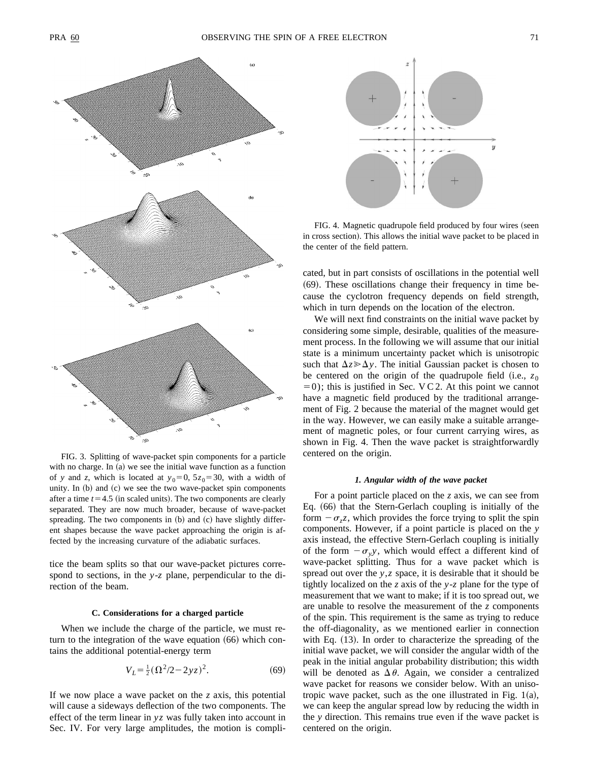FIG. 3. Splitting of wave-packet spin components for a particle with no charge. In (a) we see the initial wave function as a function of $y$ and $z$, which is located at $y_0 = 0$, $5z_0 = 30$, with a width of unity. In (b) and (c) we see the two wave-packet spin components after a time $t = 4.5$ (in scaled units). The two components are clearly separated. They are now much broader, because of wave-packet spreading. The two components in (b) and (c) have slightly different shapes because the wave packet approaching the origin is affected by the increasing curvature of the adiabatic surfaces.

tice the beam splits so that our wave-packet pictures correspond to sections, in the $y$-$z$ plane, perpendicular to the direction of the beam.

### C. Considerations for a charged particle

When we include the charge of the particle, we must return to the integration of the wave equation (66) which contains the additional potential-energy term

$$V_L = \tfrac{1}{2}(\Omega^2/2 - 2yz)^2. \tag{69}$$

If we now place a wave packet on the $z$ axis, this potential will cause a sideways deflection of the two components. The effect of the term linear in $yz$ was fully taken into account in Sec. IV. For very large amplitudes, the motion is complicated, but in part consists of oscillations in the potential well (69). These oscillations change their frequency in time because the cyclotron frequency depends on field strength, which in turn depends on the location of the electron.

FIG. 4. Magnetic quadrupole field produced by four wires (seen in cross section). This allows the initial wave packet to be placed in the center of the field pattern.

We will next find constraints on the initial wave packet by considering some simple, desirable, qualities of the measurement process. In the following we will assume that our initial state is a minimum uncertainty packet which is unisotropic such that $\Delta z \gg \Delta y$. The initial Gaussian packet is chosen to be centered on the origin of the quadrupole field (i.e., $z_0 = 0$); this is justified in Sec. V C 2. At this point we cannot have a magnetic field produced by the traditional arrangement of Fig. 2 because the material of the magnet would get in the way. However, we can easily make a suitable arrangement of magnetic poles, or four current carrying wires, as shown in Fig. 4. Then the wave packet is straightforwardly centered on the origin.

#### 1. Angular width of the wave packet

For a point particle placed on the $z$ axis, we can see from Eq. (66) that the Stern-Gerlach coupling is initially of the form $-\sigma_z z$, which provides the force trying to split the spin components. However, if a point particle is placed on the $y$ axis instead, the effective Stern-Gerlach coupling is initially of the form $-\sigma_y y$, which would effect a different kind of wave-packet splitting. Thus for a wave packet which is spread out over the $y,z$ space, it is desirable that it should be tightly localized on the $z$ axis of the $y$-$z$ plane for the type of measurement that we want to make; if it is too spread out, we are unable to resolve the measurement of the $z$ components of the spin. This requirement is the same as trying to reduce the off-diagonality, as we mentioned earlier in connection with Eq. (13). In order to characterize the spreading of the initial wave packet, we will consider the angular width of the peak in the initial angular probability distribution; this width will be denoted as $\Delta\theta$. Again, we consider a centralized wave packet for reasons we consider below. With an unisotropic wave packet, such as the one illustrated in Fig. 1(a), we can keep the angular spread low by reducing the width in the $y$ direction. This remains true even if the wave packet is centered on the origin.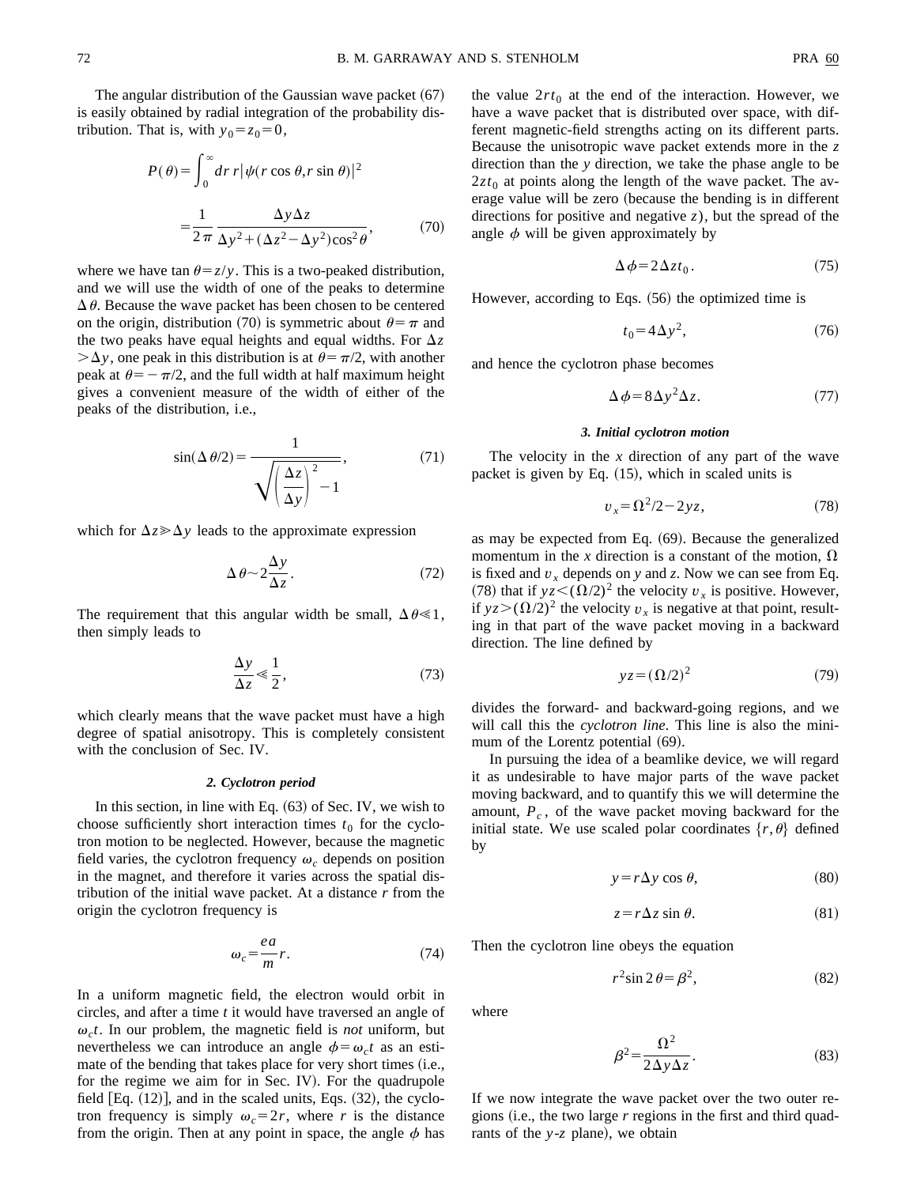The angular distribution of the Gaussian wave packet (67) is easily obtained by radial integration of the probability distribution. That is, with $y_0 = z_0 = 0$,

$$P(\theta) = \int_0^\infty dr\, r|\psi(r\cos\theta, r\sin\theta)|^2$$
$$= \frac{1}{2\pi} \frac{\Delta y \Delta z}{\Delta y^2 + (\Delta z^2 - \Delta y^2)\cos^2\theta}, \tag{70}$$

where we have $\tan\theta = z/y$. This is a two-peaked distribution, and we will use the width of one of the peaks to determine $\Delta\theta$. Because the wave packet has been chosen to be centered on the origin, distribution (70) is symmetric about $\theta = \pi$ and the two peaks have equal heights and equal widths. For $\Delta z > \Delta y$, one peak in this distribution is at $\theta = \pi/2$, with another peak at $\theta = -\pi/2$, and the full width at half maximum height gives a convenient measure of the width of either of the peaks of the distribution, i.e.,

$$\sin(\Delta\theta/2) = \frac{1}{\sqrt{\left(\frac{\Delta z}{\Delta y}\right)^2 - 1}}, \tag{71}$$

which for $\Delta z \gg \Delta y$ leads to the approximate expression

$$\Delta\theta \sim 2\frac{\Delta y}{\Delta z}. \tag{72}$$

The requirement that this angular width be small, $\Delta\theta \ll 1$, then simply leads to

$$\frac{\Delta y}{\Delta z} \ll \frac{1}{2}, \tag{73}$$

which clearly means that the wave packet must have a high degree of spatial anisotropy. This is completely consistent with the conclusion of Sec. IV.

#### 2. Cyclotron period

In this section, in line with Eq. (63) of Sec. IV, we wish to choose sufficiently short interaction times $t_0$ for the cyclotron motion to be neglected. However, because the magnetic field varies, the cyclotron frequency $\omega_c$ depends on position in the magnet, and therefore it varies across the spatial distribution of the initial wave packet. At a distance $r$ from the origin the cyclotron frequency is

$$\omega_c = \frac{ea}{m} r. \tag{74}$$

In a uniform magnetic field, the electron would orbit in circles, and after a time $t$ it would have traversed an angle of $\omega_c t$. In our problem, the magnetic field is *not* uniform, but nevertheless we can introduce an angle $\phi = \omega_c t$ as an estimate of the bending that takes place for very short times (i.e., for the regime we aim for in Sec. IV). For the quadrupole field [Eq. (12)], and in the scaled units, Eqs. (32), the cyclotron frequency is simply $\omega_c = 2r$, where $r$ is the distance from the origin. Then at any point in space, the angle $\phi$ has the value $2rt_0$ at the end of the interaction. However, we have a wave packet that is distributed over space, with different magnetic-field strengths acting on its different parts. Because the unisotropic wave packet extends more in the $z$ direction than the $y$ direction, we take the phase angle to be $2zt_0$ at points along the length of the wave packet. The average value will be zero (because the bending is in different directions for positive and negative $z$), but the spread of the angle $\phi$ will be given approximately by

$$\Delta\phi = 2\Delta z t_0. \tag{75}$$

However, according to Eqs. (56) the optimized time is

$$t_0 = 4\Delta y^2, \tag{76}$$

and hence the cyclotron phase becomes

$$\Delta\phi = 8\Delta y^2 \Delta z. \tag{77}$$

#### 3. Initial cyclotron motion

The velocity in the $x$ direction of any part of the wave packet is given by Eq. (15), which in scaled units is

$$v_x = \Omega^2/2 - 2yz, \tag{78}$$

as may be expected from Eq. (69). Because the generalized momentum in the $x$ direction is a constant of the motion, $\Omega$ is fixed and $v_x$ depends on $y$ and $z$. Now we can see from Eq. (78) that if $yz < (\Omega/2)^2$ the velocity $v_x$ is positive. However, if $yz > (\Omega/2)^2$ the velocity $v_x$ is negative at that point, resulting in that part of the wave packet moving in a backward direction. The line defined by

$$yz = (\Omega/2)^2 \tag{79}$$

divides the forward- and backward-going regions, and we will call this the *cyclotron line*. This line is also the minimum of the Lorentz potential (69).

In pursuing the idea of a beamlike device, we will regard it as undesirable to have major parts of the wave packet moving backward, and to quantify this we will determine the amount, $P_c$, of the wave packet moving backward for the initial state. We use scaled polar coordinates $\{r, \theta\}$ defined by

$$y = r\Delta y \cos\theta, \tag{80}$$

$$z = r\Delta z \sin\theta. \tag{81}$$

Then the cyclotron line obeys the equation

$$r^2 \sin 2\theta = \beta^2, \tag{82}$$

where

$$\beta^2 = \frac{\Omega^2}{2\Delta y \Delta z}. \tag{83}$$

If we now integrate the wave packet over the two outer regions (i.e., the two large $r$ regions in the first and third quadrants of the $y$-$z$ plane), we obtain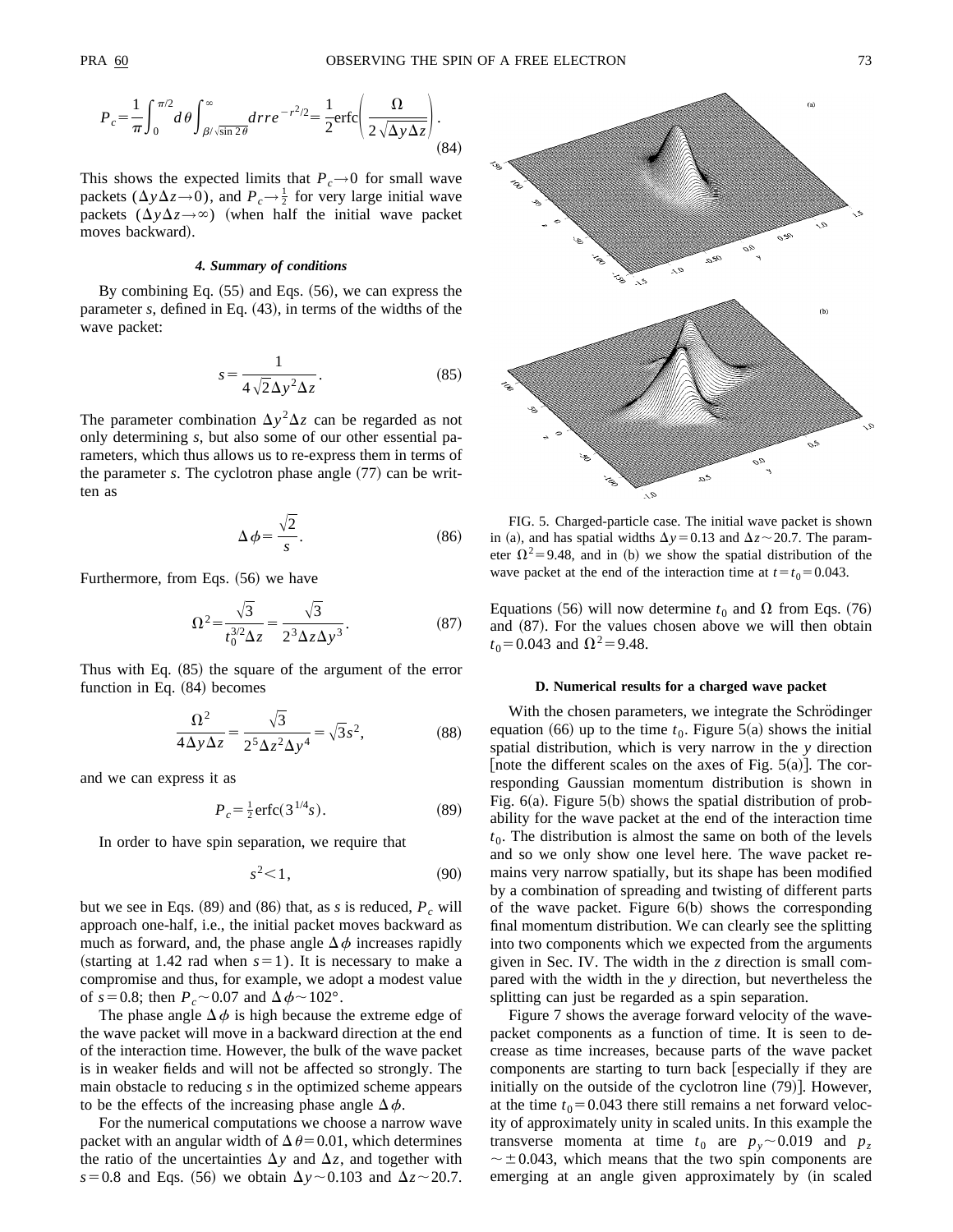$$P_c=\frac{1}{\pi}\int_0^{\pi/2}d\theta\int_{\beta/\sqrt{\sin 2\theta}}^{\infty}dr\,re^{-r^2/2}=\frac{1}{2}\mathrm{erfc}\left(\frac{\Omega}{2\sqrt{\Delta y\Delta z}}\right). \tag{84}$$

This shows the expected limits that $P_c\to 0$ for small wave packets ($\Delta y\Delta z\to 0$), and $P_c\to\frac{1}{2}$ for very large initial wave packets ($\Delta y\Delta z\to\infty$) (when half the initial wave packet moves backward).

#### 4. Summary of conditions

By combining Eq. (55) and Eqs. (56), we can express the parameter $s$, defined in Eq. (43), in terms of the widths of the wave packet:

$$s=\frac{1}{4\sqrt{2}\Delta y^2\Delta z}. \tag{85}$$

The parameter combination $\Delta y^2\Delta z$ can be regarded as not only determining $s$, but also some of our other essential parameters, which thus allows us to re-express them in terms of the parameter $s$. The cyclotron phase angle (77) can be written as

$$\Delta\phi=\frac{\sqrt{2}}{s}. \tag{86}$$

Furthermore, from Eqs. (56) we have

$$\Omega^2=\frac{\sqrt{3}}{t_0^{3/2}\Delta z}=\frac{\sqrt{3}}{2^3\Delta z\Delta y^3}. \tag{87}$$

Thus with Eq. (85) the square of the argument of the error function in Eq. (84) becomes

$$\frac{\Omega^2}{4\Delta y\Delta z}=\frac{\sqrt{3}}{2^5\Delta z^2\Delta y^4}=\sqrt{3}s^2, \tag{88}$$

and we can express it as

$$P_c=\tfrac{1}{2}\mathrm{erfc}(3^{1/4}s). \tag{89}$$

In order to have spin separation, we require that

$$s^2<1, \tag{90}$$

but we see in Eqs. (89) and (86) that, as $s$ is reduced, $P_c$ will approach one-half, i.e., the initial packet moves backward as much as forward, and, the phase angle $\Delta\phi$ increases rapidly (starting at 1.42 rad when $s=1$). It is necessary to make a compromise and thus, for example, we adopt a modest value of $s=0.8$; then $P_c\sim 0.07$ and $\Delta\phi\sim 102°$.

The phase angle $\Delta\phi$ is high because the extreme edge of the wave packet will move in a backward direction at the end of the interaction time. However, the bulk of the wave packet is in weaker fields and will not be affected so strongly. The main obstacle to reducing $s$ in the optimized scheme appears to be the effects of the increasing phase angle $\Delta\phi$.

For the numerical computations we choose a narrow wave packet with an angular width of $\Delta\theta=0.01$, which determines the ratio of the uncertainties $\Delta y$ and $\Delta z$, and together with $s=0.8$ and Eqs. (56) we obtain $\Delta y\sim 0.103$ and $\Delta z\sim 20.7$.

FIG. 5. Charged-particle case. The initial wave packet is shown in (a), and has spatial widths $\Delta y=0.13$ and $\Delta z\sim 20.7$. The parameter $\Omega^2=9.48$, and in (b) we show the spatial distribution of the wave packet at the end of the interaction time at $t=t_0=0.043$.

Equations (56) will now determine $t_0$ and $\Omega$ from Eqs. (76) and (87). For the values chosen above we will then obtain $t_0=0.043$ and $\Omega^2=9.48$.

### D. Numerical results for a charged wave packet

With the chosen parameters, we integrate the Schrödinger equation (66) up to the time $t_0$. Figure 5(a) shows the initial spatial distribution, which is very narrow in the $y$ direction [note the different scales on the axes of Fig. 5(a)]. The corresponding Gaussian momentum distribution is shown in Fig. 6(a). Figure 5(b) shows the spatial distribution of probability for the wave packet at the end of the interaction time $t_0$. The distribution is almost the same on both of the levels and so we only show one level here. The wave packet remains very narrow spatially, but its shape has been modified by a combination of spreading and twisting of different parts of the wave packet. Figure 6(b) shows the corresponding final momentum distribution. We can clearly see the splitting into two components which we expected from the arguments given in Sec. IV. The width in the $z$ direction is small compared with the width in the $y$ direction, but nevertheless the splitting can just be regarded as a spin separation.

Figure 7 shows the average forward velocity of the wave-packet components as a function of time. It is seen to decrease as time increases, because parts of the wave packet components are starting to turn back [especially if they are initially on the outside of the cyclotron line (79)]. However, at the time $t_0=0.043$ there still remains a net forward velocity of approximately unity in scaled units. In this example the transverse momenta at time $t_0$ are $p_y\sim 0.019$ and $p_z\sim\pm 0.043$, which means that the two spin components are emerging at an angle given approximately by (in scaled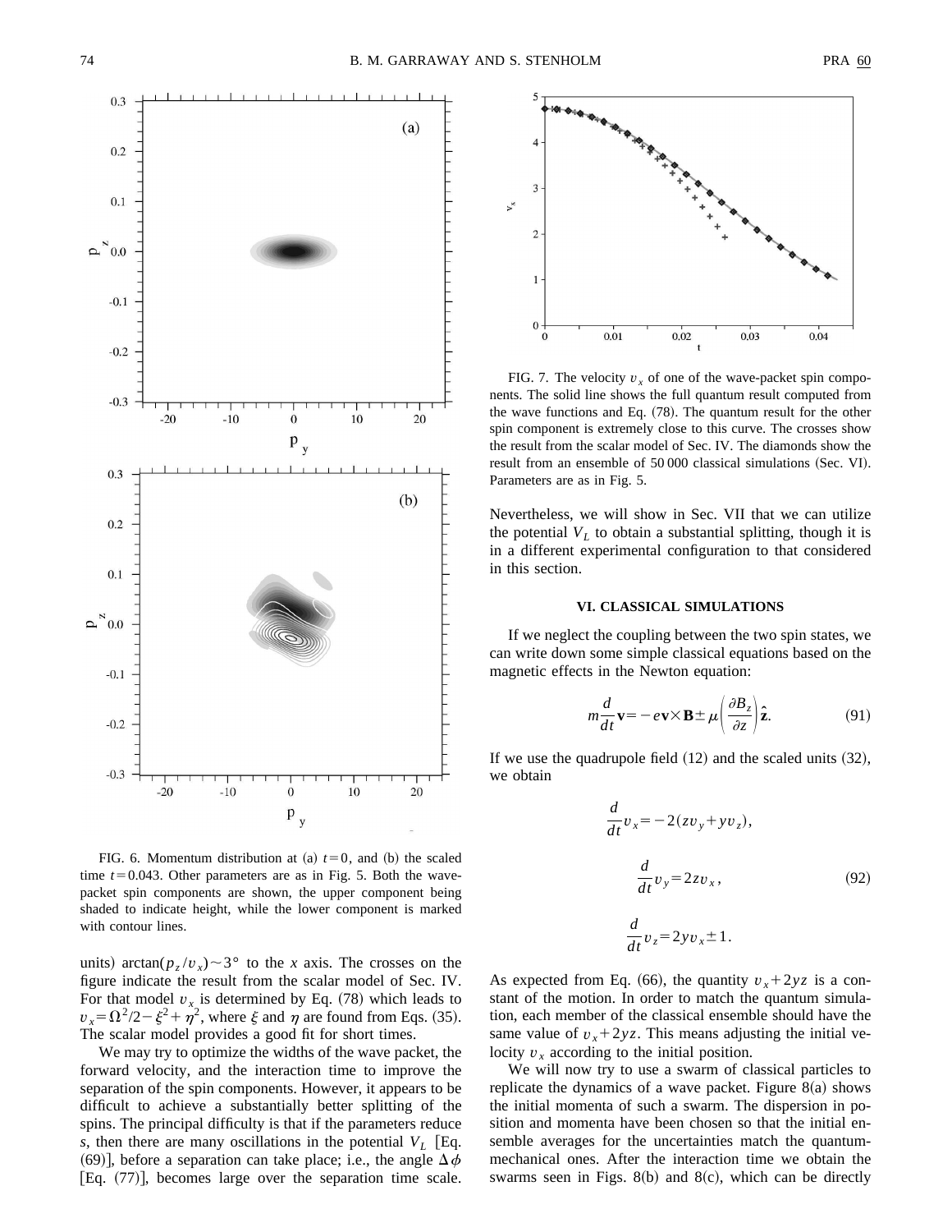FIG. 6. Momentum distribution at (a) $t=0$, and (b) the scaled time $t=0.043$. Other parameters are as in Fig. 5. Both the wave-packet spin components are shown, the upper component being shaded to indicate height, while the lower component is marked with contour lines.

units) $\arctan(p_z/v_x) \sim 3°$ to the $x$ axis. The crosses on the figure indicate the result from the scalar model of Sec. IV. For that model $v_x$ is determined by Eq. (78) which leads to $v_x = \Omega^2/2 - \xi^2 + \eta^2$, where $\xi$ and $\eta$ are found from Eqs. (35). The scalar model provides a good fit for short times.

We may try to optimize the widths of the wave packet, the forward velocity, and the interaction time to improve the separation of the spin components. However, it appears to be difficult to achieve a substantially better splitting of the spins. The principal difficulty is that if the parameters reduce $s$, then there are many oscillations in the potential $V_L$ [Eq. (69)], before a separation can take place; i.e., the angle $\Delta\phi$ [Eq. (77)], becomes large over the separation time scale.

FIG. 7. The velocity $v_x$ of one of the wave-packet spin components. The solid line shows the full quantum result computed from the wave functions and Eq. (78). The quantum result for the other spin component is extremely close to this curve. The crosses show the result from the scalar model of Sec. IV. The diamonds show the result from an ensemble of 50 000 classical simulations (Sec. VI). Parameters are as in Fig. 5.

Nevertheless, we will show in Sec. VII that we can utilize the potential $V_L$ to obtain a substantial splitting, though it is in a different experimental configuration to that considered in this section.

## VI. CLASSICAL SIMULATIONS

If we neglect the coupling between the two spin states, we can write down some simple classical equations based on the magnetic effects in the Newton equation:

$$m\frac{d}{dt}\mathbf{v} = -e\mathbf{v}\times\mathbf{B} \pm \mu\left(\frac{\partial B_z}{\partial z}\right)\hat{\mathbf{z}}. \tag{91}$$

If we use the quadrupole field (12) and the scaled units (32), we obtain

$$\begin{aligned} \frac{d}{dt}v_x &= -2(zv_y + yv_z), \\ \frac{d}{dt}v_y &= 2zv_x, \\ \frac{d}{dt}v_z &= 2yv_x \pm 1. \end{aligned} \tag{92}$$

As expected from Eq. (66), the quantity $v_x + 2yz$ is a constant of the motion. In order to match the quantum simulation, each member of the classical ensemble should have the same value of $v_x + 2yz$. This means adjusting the initial velocity $v_x$ according to the initial position.

We will now try to use a swarm of classical particles to replicate the dynamics of a wave packet. Figure 8(a) shows the initial momenta of such a swarm. The dispersion in position and momenta have been chosen so that the initial ensemble averages for the uncertainties match the quantum-mechanical ones. After the interaction time we obtain the swarms seen in Figs. 8(b) and 8(c), which can be directly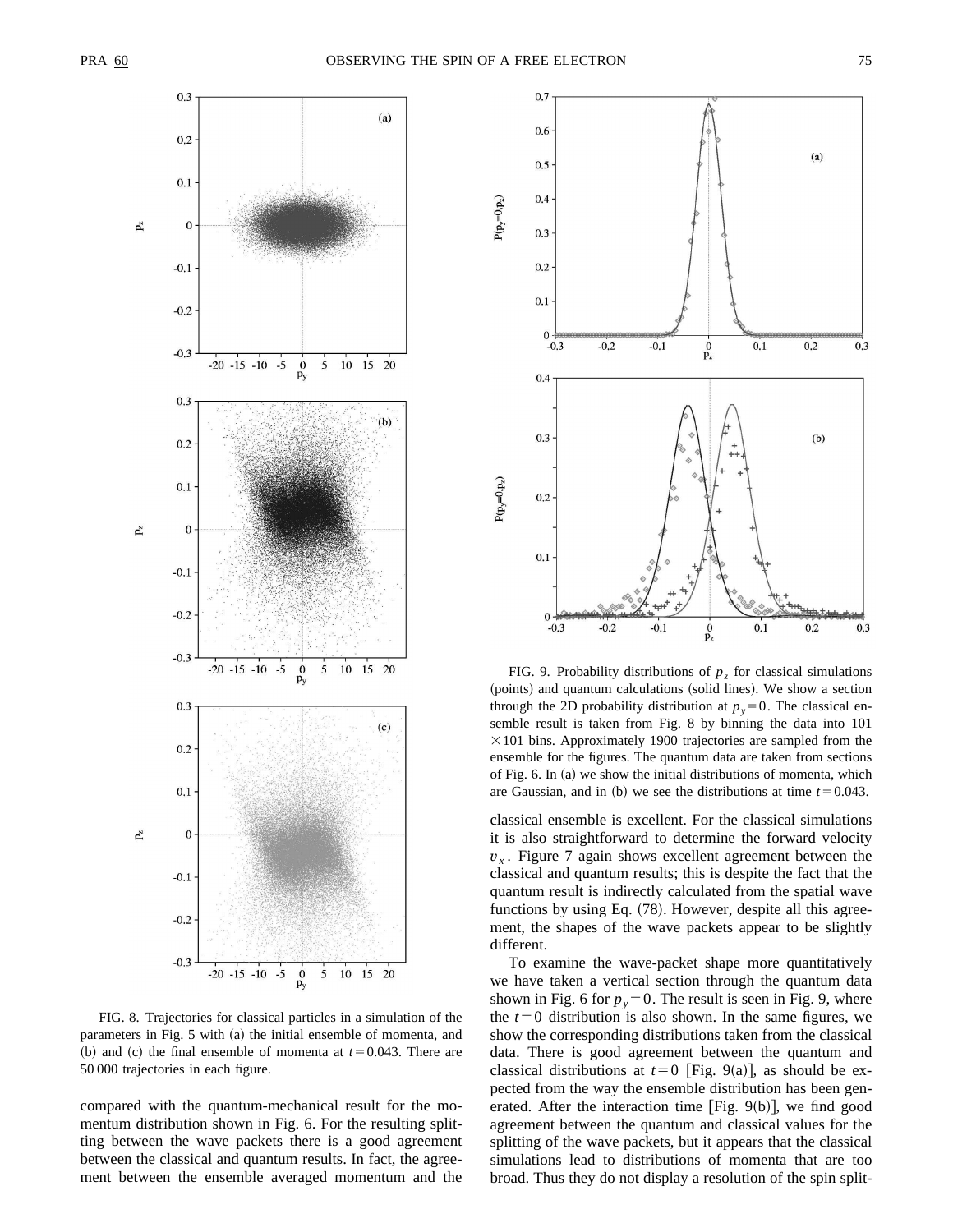FIG. 8. Trajectories for classical particles in a simulation of the parameters in Fig. 5 with (a) the initial ensemble of momenta, and (b) and (c) the final ensemble of momenta at $t=0.043$. There are 50 000 trajectories in each figure.

FIG. 9. Probability distributions of $p_z$ for classical simulations (points) and quantum calculations (solid lines). We show a section through the 2D probability distribution at $p_y=0$. The classical ensemble result is taken from Fig. 8 by binning the data into 101 $\times 101$ bins. Approximately 1900 trajectories are sampled from the ensemble for the figures. The quantum data are taken from sections of Fig. 6. In (a) we show the initial distributions of momenta, which are Gaussian, and in (b) we see the distributions at time $t=0.043$.

compared with the quantum-mechanical result for the momentum distribution shown in Fig. 6. For the resulting splitting between the wave packets there is a good agreement between the classical and quantum results. In fact, the agreement between the ensemble averaged momentum and the classical ensemble is excellent. For the classical simulations it is also straightforward to determine the forward velocity $v_x$. Figure 7 again shows excellent agreement between the classical and quantum results; this is despite the fact that the quantum result is indirectly calculated from the spatial wave functions by using Eq. (78). However, despite all this agreement, the shapes of the wave packets appear to be slightly different.

To examine the wave-packet shape more quantitatively we have taken a vertical section through the quantum data shown in Fig. 6 for $p_y=0$. The result is seen in Fig. 9, where the $t=0$ distribution is also shown. In the same figures, we show the corresponding distributions taken from the classical data. There is good agreement between the quantum and classical distributions at $t=0$ [Fig. 9(a)], as should be expected from the way the ensemble distribution has been generated. After the interaction time [Fig. 9(b)], we find good agreement between the quantum and classical values for the splitting of the wave packets, but it appears that the classical simulations lead to distributions of momenta that are too broad. Thus they do not display a resolution of the spin split-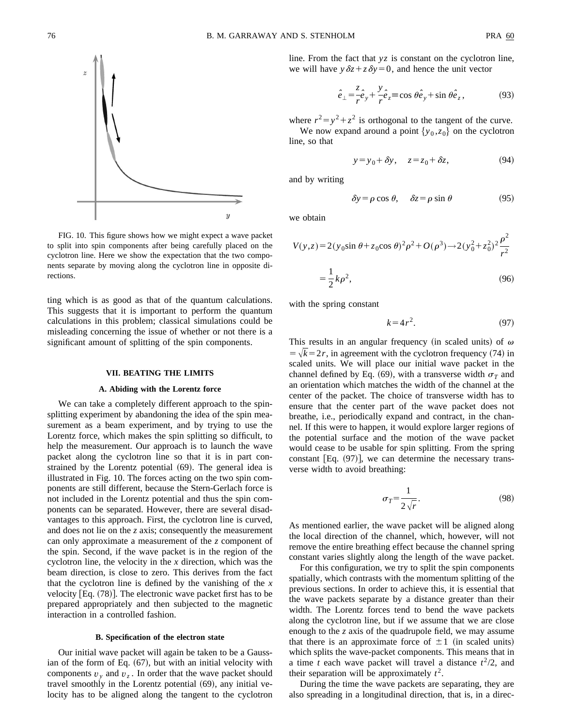FIG. 10. This figure shows how we might expect a wave packet to split into spin components after being carefully placed on the cyclotron line. Here we show the expectation that the two components separate by moving along the cyclotron line in opposite directions.

ting which is as good as that of the quantum calculations. This suggests that it is important to perform the quantum calculations in this problem; classical simulations could be misleading concerning the issue of whether or not there is a significant amount of splitting of the spin components.

## VII. BEATING THE LIMITS

### A. Abiding with the Lorentz force

We can take a completely different approach to the spin-splitting experiment by abandoning the idea of the spin measurement as a beam experiment, and by trying to use the Lorentz force, which makes the spin splitting so difficult, to help the measurement. Our approach is to launch the wave packet along the cyclotron line so that it is in part constrained by the Lorentz potential (69). The general idea is illustrated in Fig. 10. The forces acting on the two spin components are still different, because the Stern-Gerlach force is not included in the Lorentz potential and thus the spin components can be separated. However, there are several disadvantages to this approach. First, the cyclotron line is curved, and does not lie on the $z$ axis; consequently the measurement can only approximate a measurement of the $z$ component of the spin. Second, if the wave packet is in the region of the cyclotron line, the velocity in the $x$ direction, which was the beam direction, is close to zero. This derives from the fact that the cyclotron line is defined by the vanishing of the $x$ velocity [Eq. (78)]. The electronic wave packet first has to be prepared appropriately and then subjected to the magnetic interaction in a controlled fashion.

### B. Specification of the electron state

Our initial wave packet will again be taken to be a Gaussian of the form of Eq. (67), but with an initial velocity with components $v_y$ and $v_z$. In order that the wave packet should travel smoothly in the Lorentz potential (69), any initial velocity has to be aligned along the tangent to the cyclotron line. From the fact that $yz$ is constant on the cyclotron line, we will have $y\,\delta z + z\,\delta y = 0$, and hence the unit vector

$$\hat{e}_{\perp} = \frac{z}{r}\hat{e}_y + \frac{y}{r}\hat{e}_z \equiv \cos\theta \hat{e}_y + \sin\theta \hat{e}_z, \tag{93}$$

where $r^2 = y^2 + z^2$ is orthogonal to the tangent of the curve.

We now expand around a point $\{y_0, z_0\}$ on the cyclotron line, so that

$$y = y_0 + \delta y, \quad z = z_0 + \delta z, \tag{94}$$

and by writing

$$\delta y = \rho \cos\theta, \quad \delta z = \rho \sin\theta \tag{95}$$

we obtain

$$V(y,z) = 2(y_0 \sin\theta + z_0 \cos\theta)^2 \rho^2 + O(\rho^3) \rightarrow 2(y_0^2 + z_0^2)^2 \frac{\rho^2}{r^2}$$

$$= \frac{1}{2} k \rho^2, \tag{96}$$

with the spring constant

$$k = 4r^2. \tag{97}$$

This results in an angular frequency (in scaled units) of $\omega = \sqrt{k} = 2r$, in agreement with the cyclotron frequency (74) in scaled units. We will place our initial wave packet in the channel defined by Eq. (69), with a transverse width $\sigma_T$ and an orientation which matches the width of the channel at the center of the packet. The choice of transverse width has to ensure that the center part of the wave packet does not breathe, i.e., periodically expand and contract, in the channel. If this were to happen, it would explore larger regions of the potential surface and the motion of the wave packet would cease to be usable for spin splitting. From the spring constant [Eq. (97)], we can determine the necessary transverse width to avoid breathing:

$$\sigma_T = \frac{1}{2\sqrt{r}}. \tag{98}$$

As mentioned earlier, the wave packet will be aligned along the local direction of the channel, which, however, will not remove the entire breathing effect because the channel spring constant varies slightly along the length of the wave packet.

For this configuration, we try to split the spin components spatially, which contrasts with the momentum splitting of the previous sections. In order to achieve this, it is essential that the wave packets separate by a distance greater than their width. The Lorentz forces tend to bend the wave packets along the cyclotron line, but if we assume that we are close enough to the $z$ axis of the quadrupole field, we may assume that there is an approximate force of $\pm 1$ (in scaled units) which splits the wave-packet components. This means that in a time $t$ each wave packet will travel a distance $t^2/2$, and their separation will be approximately $t^2$.

During the time the wave packets are separating, they are also spreading in a longitudinal direction, that is, in a direc-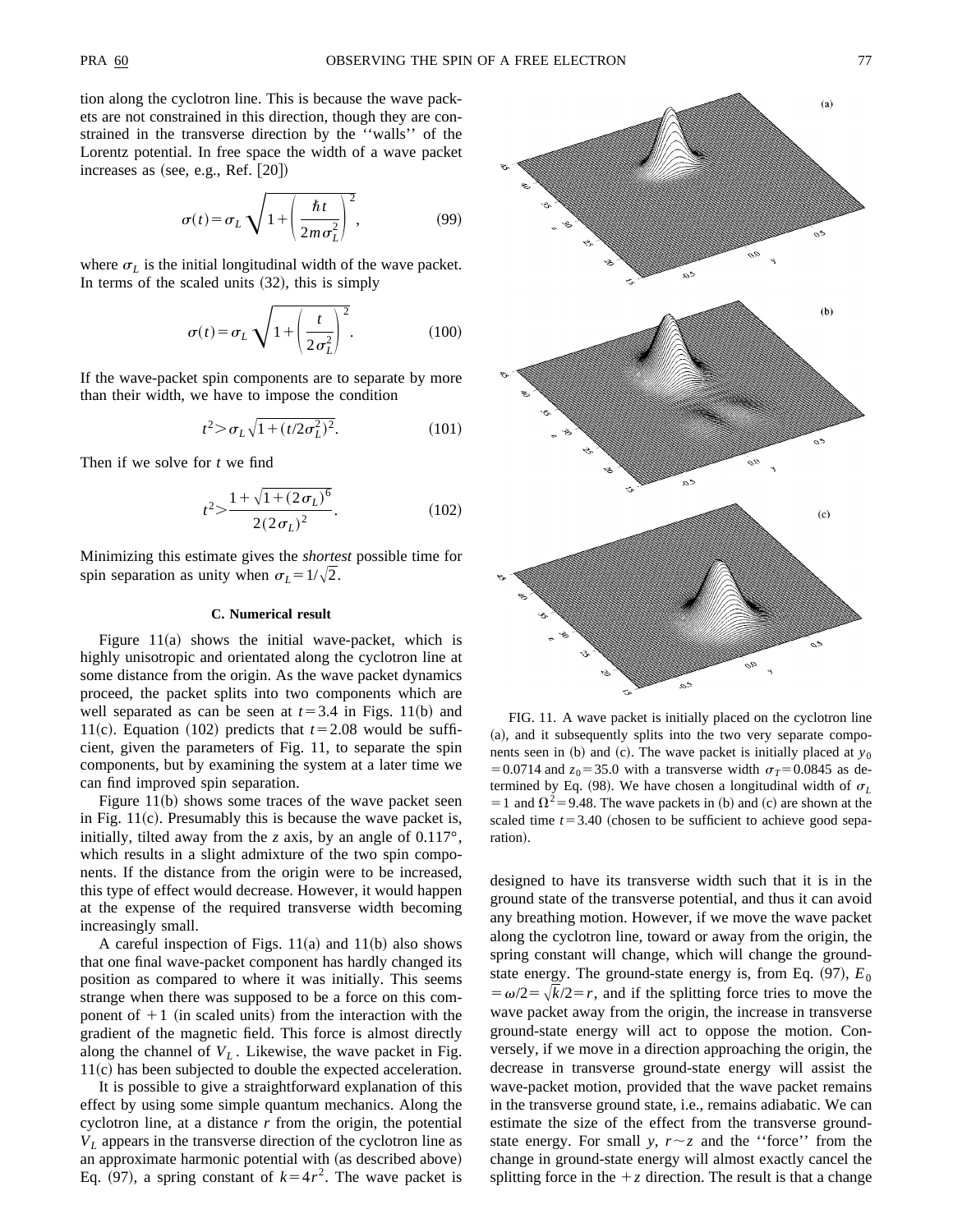tion along the cyclotron line. This is because the wave packets are not constrained in this direction, though they are constrained in the transverse direction by the ''walls'' of the Lorentz potential. In free space the width of a wave packet increases as (see, e.g., Ref. [20])

$$\sigma(t) = \sigma_L \sqrt{1 + \left( \frac{\hbar t}{2m\sigma_L^2} \right)^2}, \tag{99}$$

where $\sigma_L$ is the initial longitudinal width of the wave packet. In terms of the scaled units (32), this is simply

$$\sigma(t) = \sigma_L \sqrt{1 + \left( \frac{t}{2\sigma_L^2} \right)^2}. \tag{100}$$

If the wave-packet spin components are to separate by more than their width, we have to impose the condition

$$t^2 > \sigma_L \sqrt{1 + (t/2\sigma_L^2)^2}. \tag{101}$$

Then if we solve for $t$ we find

$$t^2 > \frac{1 + \sqrt{1 + (2\sigma_L)^6}}{2(2\sigma_L)^2}. \tag{102}$$

Minimizing this estimate gives the *shortest* possible time for spin separation as unity when $\sigma_L = 1/\sqrt{2}$.

### C. Numerical result

Figure 11(a) shows the initial wave-packet, which is highly unisotropic and orientated along the cyclotron line at some distance from the origin. As the wave packet dynamics proceed, the packet splits into two components which are well separated as can be seen at $t = 3.4$ in Figs. 11(b) and 11(c). Equation (102) predicts that $t = 2.08$ would be sufficient, given the parameters of Fig. 11, to separate the spin components, but by examining the system at a later time we can find improved spin separation.

Figure 11(b) shows some traces of the wave packet seen in Fig. 11(c). Presumably this is because the wave packet is, initially, tilted away from the $z$ axis, by an angle of 0.117°, which results in a slight admixture of the two spin components. If the distance from the origin were to be increased, this type of effect would decrease. However, it would happen at the expense of the required transverse width becoming increasingly small.

A careful inspection of Figs. 11(a) and 11(b) also shows that one final wave-packet component has hardly changed its position as compared to where it was initially. This seems strange when there was supposed to be a force on this component of $+1$ (in scaled units) from the interaction with the gradient of the magnetic field. This force is almost directly along the channel of $V_L$. Likewise, the wave packet in Fig. 11(c) has been subjected to double the expected acceleration.

It is possible to give a straightforward explanation of this effect by using some simple quantum mechanics. Along the cyclotron line, at a distance $r$ from the origin, the potential $V_L$ appears in the transverse direction of the cyclotron line as an approximate harmonic potential with (as described above) Eq. (97), a spring constant of $k = 4r^2$. The wave packet is designed to have its transverse width such that it is in the ground state of the transverse potential, and thus it can avoid any breathing motion. However, if we move the wave packet along the cyclotron line, toward or away from the origin, the spring constant will change, which will change the ground-state energy. The ground-state energy is, from Eq. (97), $E_0 = \omega/2 = \sqrt{k}/2 = r$, and if the splitting force tries to move the wave packet away from the origin, the increase in transverse ground-state energy will act to oppose the motion. Conversely, if we move in a direction approaching the origin, the decrease in transverse ground-state energy will assist the wave-packet motion, provided that the wave packet remains in the transverse ground state, i.e., remains adiabatic. We can estimate the size of the effect from the transverse ground-state energy. For small $y$, $r \sim z$ and the ''force'' from the change in ground-state energy will almost exactly cancel the splitting force in the $+z$ direction. The result is that a change

FIG. 11. A wave packet is initially placed on the cyclotron line (a), and it subsequently splits into the two very separate components seen in (b) and (c). The wave packet is initially placed at $y_0 = 0.0714$ and $z_0 = 35.0$ with a transverse width $\sigma_T = 0.0845$ as determined by Eq. (98). We have chosen a longitudinal width of $\sigma_L = 1$ and $\Omega^2 = 9.48$. The wave packets in (b) and (c) are shown at the scaled time $t = 3.40$ (chosen to be sufficient to achieve good separation).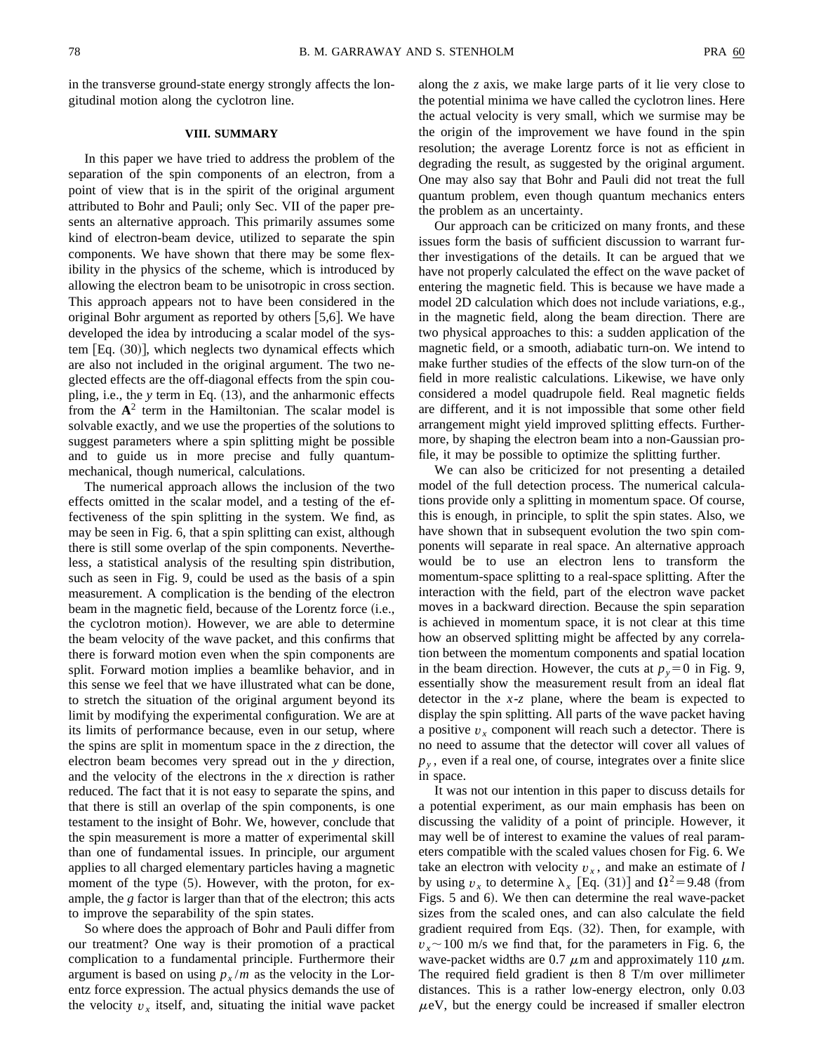in the transverse ground-state energy strongly affects the longitudinal motion along the cyclotron line.

## VIII. SUMMARY

In this paper we have tried to address the problem of the separation of the spin components of an electron, from a point of view that is in the spirit of the original argument attributed to Bohr and Pauli; only Sec. VII of the paper presents an alternative approach. This primarily assumes some kind of electron-beam device, utilized to separate the spin components. We have shown that there may be some flexibility in the physics of the scheme, which is introduced by allowing the electron beam to be unisotropic in cross section. This approach appears not to have been considered in the original Bohr argument as reported by others [5,6]. We have developed the idea by introducing a scalar model of the system [Eq. (30)], which neglects two dynamical effects which are also not included in the original argument. The two neglected effects are the off-diagonal effects from the spin coupling, i.e., the $y$ term in Eq. (13), and the anharmonic effects from the $\mathbf{A}^2$ term in the Hamiltonian. The scalar model is solvable exactly, and we use the properties of the solutions to suggest parameters where a spin splitting might be possible and to guide us in more precise and fully quantum-mechanical, though numerical, calculations.

The numerical approach allows the inclusion of the two effects omitted in the scalar model, and a testing of the effectiveness of the spin splitting in the system. We find, as may be seen in Fig. 6, that a spin splitting can exist, although there is still some overlap of the spin components. Nevertheless, a statistical analysis of the resulting spin distribution, such as seen in Fig. 9, could be used as the basis of a spin measurement. A complication is the bending of the electron beam in the magnetic field, because of the Lorentz force (i.e., the cyclotron motion). However, we are able to determine the beam velocity of the wave packet, and this confirms that there is forward motion even when the spin components are split. Forward motion implies a beamlike behavior, and in this sense we feel that we have illustrated what can be done, to stretch the situation of the original argument beyond its limit by modifying the experimental configuration. We are at its limits of performance because, even in our setup, where the spins are split in momentum space in the $z$ direction, the electron beam becomes very spread out in the $y$ direction, and the velocity of the electrons in the $x$ direction is rather reduced. The fact that it is not easy to separate the spins, and that there is still an overlap of the spin components, is one testament to the insight of Bohr. We, however, conclude that the spin measurement is more a matter of experimental skill than one of fundamental issues. In principle, our argument applies to all charged elementary particles having a magnetic moment of the type (5). However, with the proton, for example, the $g$ factor is larger than that of the electron; this acts to improve the separability of the spin states.

So where does the approach of Bohr and Pauli differ from our treatment? One way is their promotion of a practical complication to a fundamental principle. Furthermore their argument is based on using $p_x/m$ as the velocity in the Lorentz force expression. The actual physics demands the use of the velocity $v_x$ itself, and, situating the initial wave packet along the $z$ axis, we make large parts of it lie very close to the potential minima we have called the cyclotron lines. Here the actual velocity is very small, which we surmise may be the origin of the improvement we have found in the spin resolution; the average Lorentz force is not as efficient in degrading the result, as suggested by the original argument. One may also say that Bohr and Pauli did not treat the full quantum problem, even though quantum mechanics enters the problem as an uncertainty.

Our approach can be criticized on many fronts, and these issues form the basis of sufficient discussion to warrant further investigations of the details. It can be argued that we have not properly calculated the effect on the wave packet of entering the magnetic field. This is because we have made a model 2D calculation which does not include variations, e.g., in the magnetic field, along the beam direction. There are two physical approaches to this: a sudden application of the magnetic field, or a smooth, adiabatic turn-on. We intend to make further studies of the effects of the slow turn-on of the field in more realistic calculations. Likewise, we have only considered a model quadrupole field. Real magnetic fields are different, and it is not impossible that some other field arrangement might yield improved splitting effects. Furthermore, by shaping the electron beam into a non-Gaussian profile, it may be possible to optimize the splitting further.

We can also be criticized for not presenting a detailed model of the full detection process. The numerical calculations provide only a splitting in momentum space. Of course, this is enough, in principle, to split the spin states. Also, we have shown that in subsequent evolution the two spin components will separate in real space. An alternative approach would be to use an electron lens to transform the momentum-space splitting to a real-space splitting. After the interaction with the field, part of the electron wave packet moves in a backward direction. Because the spin separation is achieved in momentum space, it is not clear at this time how an observed splitting might be affected by any correlation between the momentum components and spatial location in the beam direction. However, the cuts at $p_y=0$ in Fig. 9, essentially show the measurement result from an ideal flat detector in the $x$-$z$ plane, where the beam is expected to display the spin splitting. All parts of the wave packet having a positive $v_x$ component will reach such a detector. There is no need to assume that the detector will cover all values of $p_y$, even if a real one, of course, integrates over a finite slice in space.

It was not our intention in this paper to discuss details for a potential experiment, as our main emphasis has been on discussing the validity of a point of principle. However, it may well be of interest to examine the values of real parameters compatible with the scaled values chosen for Fig. 6. We take an electron with velocity $v_x$, and make an estimate of $l$ by using $v_x$ to determine $\lambda_x$ [Eq. (31)] and $\Omega^2=9.48$ (from Figs. 5 and 6). We then can determine the real wave-packet sizes from the scaled ones, and can also calculate the field gradient required from Eqs. (32). Then, for example, with $v_x \sim 100$ m/s we find that, for the parameters in Fig. 6, the wave-packet widths are 0.7 $\mu$m and approximately 110 $\mu$m. The required field gradient is then 8 T/m over millimeter distances. This is a rather low-energy electron, only 0.03 $\mu$eV, but the energy could be increased if smaller electron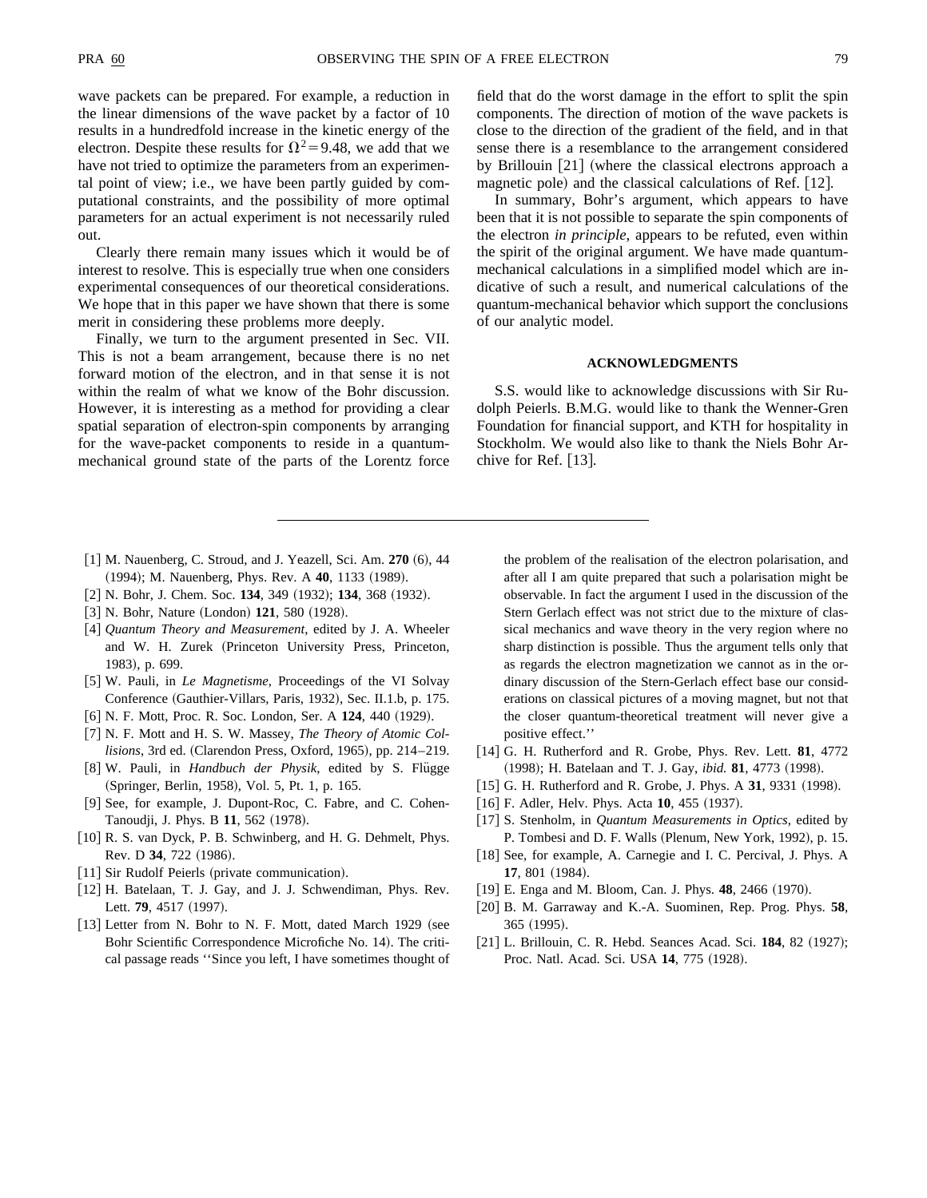wave packets can be prepared. For example, a reduction in the linear dimensions of the wave packet by a factor of 10 results in a hundredfold increase in the kinetic energy of the electron. Despite these results for $\Omega^2=9.48$, we add that we have not tried to optimize the parameters from an experimental point of view; i.e., we have been partly guided by computational constraints, and the possibility of more optimal parameters for an actual experiment is not necessarily ruled out.

Clearly there remain many issues which it would be of interest to resolve. This is especially true when one considers experimental consequences of our theoretical considerations. We hope that in this paper we have shown that there is some merit in considering these problems more deeply.

Finally, we turn to the argument presented in Sec. VII. This is not a beam arrangement, because there is no net forward motion of the electron, and in that sense it is not within the realm of what we know of the Bohr discussion. However, it is interesting as a method for providing a clear spatial separation of electron-spin components by arranging for the wave-packet components to reside in a quantum-mechanical ground state of the parts of the Lorentz force field that do the worst damage in the effort to split the spin components. The direction of motion of the wave packets is close to the direction of the gradient of the field, and in that sense there is a resemblance to the arrangement considered by Brillouin [21] (where the classical electrons approach a magnetic pole) and the classical calculations of Ref. [12].

In summary, Bohr's argument, which appears to have been that it is not possible to separate the spin components of the electron *in principle*, appears to be refuted, even within the spirit of the original argument. We have made quantum-mechanical calculations in a simplified model which are indicative of such a result, and numerical calculations of the quantum-mechanical behavior which support the conclusions of our analytic model.

## ACKNOWLEDGMENTS

S.S. would like to acknowledge discussions with Sir Rudolph Peierls. B.M.G. would like to thank the Wenner-Gren Foundation for financial support, and KTH for hospitality in Stockholm. We would also like to thank the Niels Bohr Archive for Ref. [13].

---

[1] M. Nauenberg, C. Stroud, and J. Yeazell, Sci. Am. **270** (6), 44 (1994); M. Nauenberg, Phys. Rev. A **40**, 1133 (1989).

[2] N. Bohr, J. Chem. Soc. **134**, 349 (1932); **134**, 368 (1932).

[3] N. Bohr, Nature (London) **121**, 580 (1928).

[4] *Quantum Theory and Measurement*, edited by J. A. Wheeler and W. H. Zurek (Princeton University Press, Princeton, 1983), p. 699.

[5] W. Pauli, in *Le Magnetisme*, Proceedings of the VI Solvay Conference (Gauthier-Villars, Paris, 1932), Sec. II.1.b, p. 175.

[6] N. F. Mott, Proc. R. Soc. London, Ser. A **124**, 440 (1929).

[7] N. F. Mott and H. S. W. Massey, *The Theory of Atomic Collisions*, 3rd ed. (Clarendon Press, Oxford, 1965), pp. 214–219.

[8] W. Pauli, in *Handbuch der Physik*, edited by S. Flügge (Springer, Berlin, 1958), Vol. 5, Pt. 1, p. 165.

[9] See, for example, J. Dupont-Roc, C. Fabre, and C. Cohen-Tanoudji, J. Phys. B **11**, 562 (1978).

[10] R. S. van Dyck, P. B. Schwinberg, and H. G. Dehmelt, Phys. Rev. D **34**, 722 (1986).

[11] Sir Rudolf Peierls (private communication).

[12] H. Batelaan, T. J. Gay, and J. J. Schwendiman, Phys. Rev. Lett. **79**, 4517 (1997).

[13] Letter from N. Bohr to N. F. Mott, dated March 1929 (see Bohr Scientific Correspondence Microfiche No. 14). The critical passage reads ''Since you left, I have sometimes thought of the problem of the realisation of the electron polarisation, and after all I am quite prepared that such a polarisation might be observable. In fact the argument I used in the discussion of the Stern Gerlach effect was not strict due to the mixture of classical mechanics and wave theory in the very region where no sharp distinction is possible. Thus the argument tells only that as regards the electron magnetization we cannot as in the ordinary discussion of the Stern-Gerlach effect base our considerations on classical pictures of a moving magnet, but not that the closer quantum-theoretical treatment will never give a positive effect.''

[14] G. H. Rutherford and R. Grobe, Phys. Rev. Lett. **81**, 4772 (1998); H. Batelaan and T. J. Gay, *ibid.* **81**, 4773 (1998).

[15] G. H. Rutherford and R. Grobe, J. Phys. A **31**, 9331 (1998).

[16] F. Adler, Helv. Phys. Acta **10**, 455 (1937).

[17] S. Stenholm, in *Quantum Measurements in Optics*, edited by P. Tombesi and D. F. Walls (Plenum, New York, 1992), p. 15.

[18] See, for example, A. Carnegie and I. C. Percival, J. Phys. A **17**, 801 (1984).

[19] E. Enga and M. Bloom, Can. J. Phys. **48**, 2466 (1970).

[20] B. M. Garraway and K.-A. Suominen, Rep. Prog. Phys. **58**, 365 (1995).

[21] L. Brillouin, C. R. Hebd. Seances Acad. Sci. **184**, 82 (1927); Proc. Natl. Acad. Sci. USA **14**, 775 (1928).